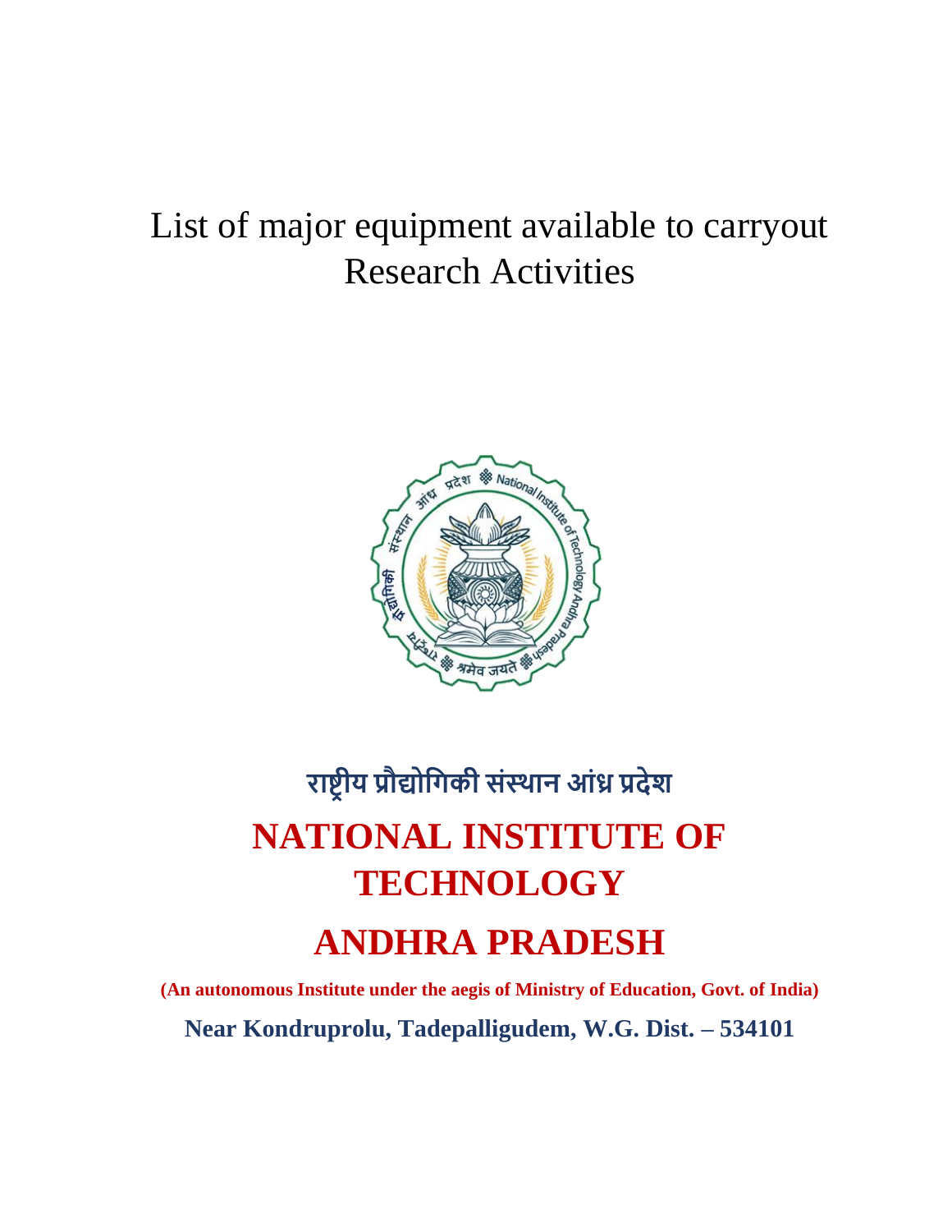# List of major equipment available to carryout Research Activities

## राष्ट्रीय प्रौद्योगिकी संस्थान आंध्र प्रदेश

# NATIONAL INSTITUTE OF TECHNOLOGY

# ANDHRA PRADESH

**(An autonomous Institute under the aegis of Ministry of Education, Govt. of India)**

**Near Kondruprolu, Tadepalligudem, W.G. Dist. – 534101**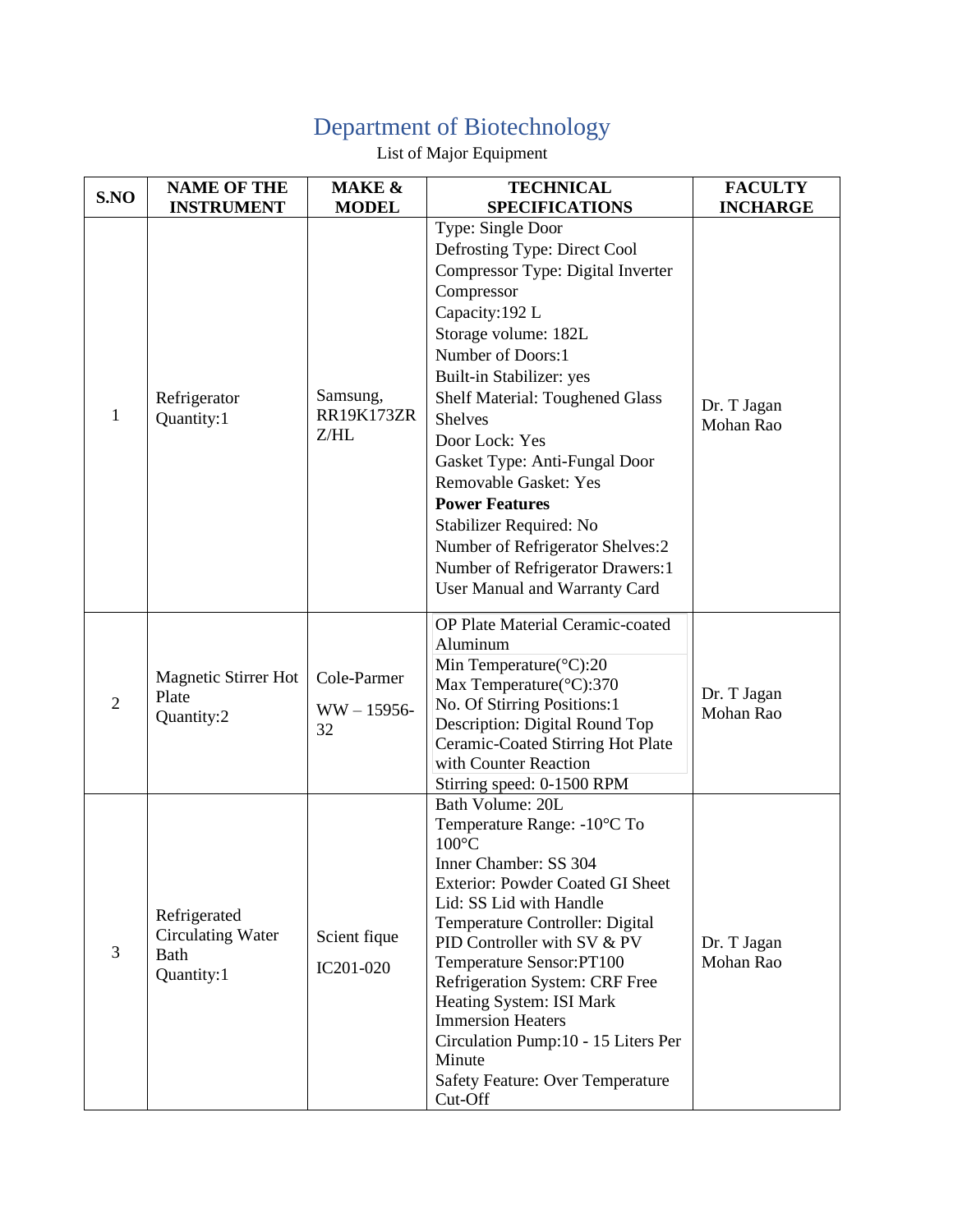# Department of Biotechnology

List of Major Equipment

| S.NO | NAME OF THE INSTRUMENT | MAKE & MODEL | TECHNICAL SPECIFICATIONS | FACULTY INCHARGE |
|---|---|---|---|---|
| 1 | Refrigerator<br>Quantity:1 | Samsung, RR19K173ZR Z/HL | Type: Single Door<br>Defrosting Type: Direct Cool<br>Compressor Type: Digital Inverter Compressor<br>Capacity:192 L<br>Storage volume: 182L<br>Number of Doors:1<br>Built-in Stabilizer: yes<br>Shelf Material: Toughened Glass Shelves<br>Door Lock: Yes<br>Gasket Type: Anti-Fungal Door<br>Removable Gasket: Yes<br>**Power Features**<br>Stabilizer Required: No<br>Number of Refrigerator Shelves:2<br>Number of Refrigerator Drawers:1<br>User Manual and Warranty Card | Dr. T Jagan Mohan Rao |
| 2 | Magnetic Stirrer Hot Plate<br>Quantity:2 | Cole-Parmer<br>WW – 15956-32 | OP Plate Material Ceramic-coated Aluminum<br>Min Temperature(°C):20<br>Max Temperature(°C):370<br>No. Of Stirring Positions:1<br>Description: Digital Round Top Ceramic-Coated Stirring Hot Plate with Counter Reaction<br>Stirring speed: 0-1500 RPM | Dr. T Jagan Mohan Rao |
| 3 | Refrigerated Circulating Water Bath<br>Quantity:1 | Scient fique<br>IC201-020 | Bath Volume: 20L<br>Temperature Range: -10°C To 100°C<br>Inner Chamber: SS 304<br>Exterior: Powder Coated GI Sheet<br>Lid: SS Lid with Handle<br>Temperature Controller: Digital PID Controller with SV & PV<br>Temperature Sensor:PT100<br>Refrigeration System: CRF Free<br>Heating System: ISI Mark Immersion Heaters<br>Circulation Pump:10 - 15 Liters Per Minute<br>Safety Feature: Over Temperature Cut-Off | Dr. T Jagan Mohan Rao |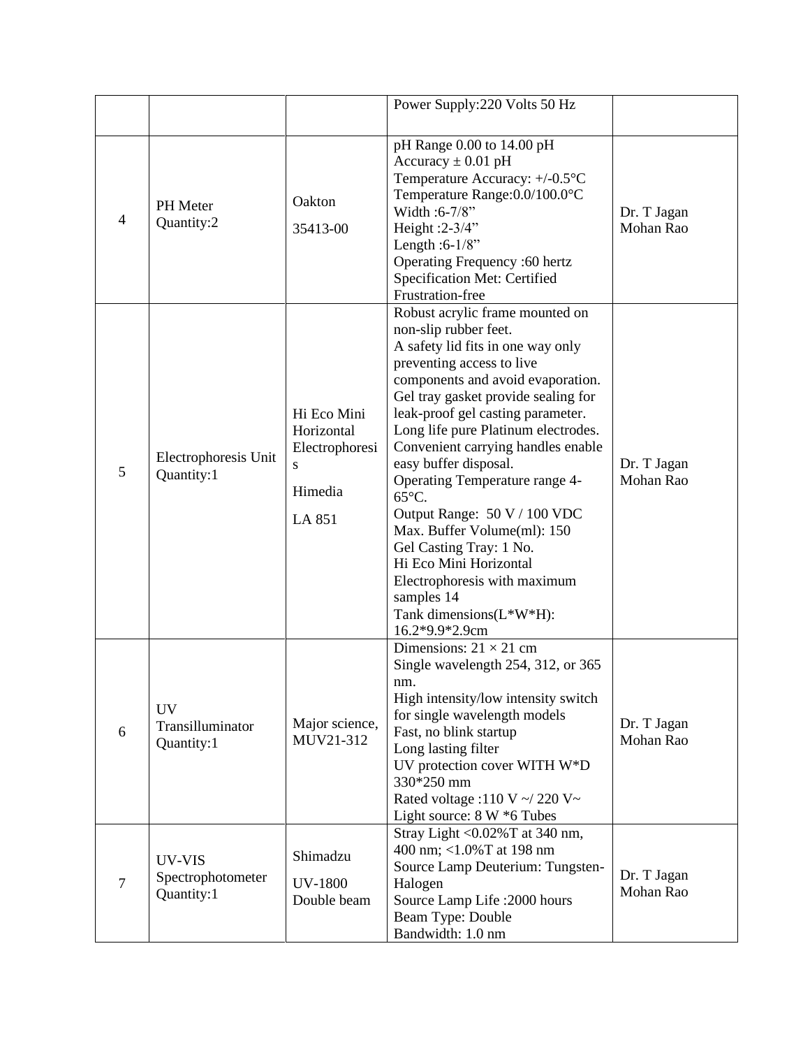| | | | | |
|---|---|---|---|---|
| | | | Power Supply:220 Volts 50 Hz | |
| 4 | PH Meter<br>Quantity:2 | Oakton<br>35413-00 | pH Range 0.00 to 14.00 pH<br>Accuracy ± 0.01 pH<br>Temperature Accuracy: +/-0.5°C<br>Temperature Range:0.0/100.0°C<br>Width :6-7/8”<br>Height :2-3/4”<br>Length :6-1/8”<br>Operating Frequency :60 hertz<br>Specification Met: Certified Frustration-free | Dr. T Jagan Mohan Rao |
| 5 | Electrophoresis Unit<br>Quantity:1 | Hi Eco Mini Horizontal Electrophoresis<br>Himedia<br>LA 851 | Robust acrylic frame mounted on non-slip rubber feet.<br>A safety lid fits in one way only preventing access to live components and avoid evaporation.<br>Gel tray gasket provide sealing for leak-proof gel casting parameter.<br>Long life pure Platinum electrodes.<br>Convenient carrying handles enable easy buffer disposal.<br>Operating Temperature range 4-65°C.<br>Output Range: 50 V / 100 VDC<br>Max. Buffer Volume(ml): 150<br>Gel Casting Tray: 1 No.<br>Hi Eco Mini Horizontal Electrophoresis with maximum samples 14<br>Tank dimensions(L*W*H): 16.2*9.9*2.9cm | Dr. T Jagan Mohan Rao |
| 6 | UV Transilluminator<br>Quantity:1 | Major science, MUV21-312 | Dimensions: 21 × 21 cm<br>Single wavelength 254, 312, or 365 nm.<br>High intensity/low intensity switch for single wavelength models<br>Fast, no blink startup<br>Long lasting filter<br>UV protection cover WITH W*D 330*250 mm<br>Rated voltage :110 V ~/ 220 V~<br>Light source: 8 W *6 Tubes | Dr. T Jagan Mohan Rao |
| 7 | UV-VIS Spectrophotometer<br>Quantity:1 | Shimadzu<br>UV-1800 Double beam | Stray Light <0.02%T at 340 nm, 400 nm; <1.0%T at 198 nm<br>Source Lamp Deuterium: Tungsten-Halogen<br>Source Lamp Life :2000 hours<br>Beam Type: Double<br>Bandwidth: 1.0 nm | Dr. T Jagan Mohan Rao |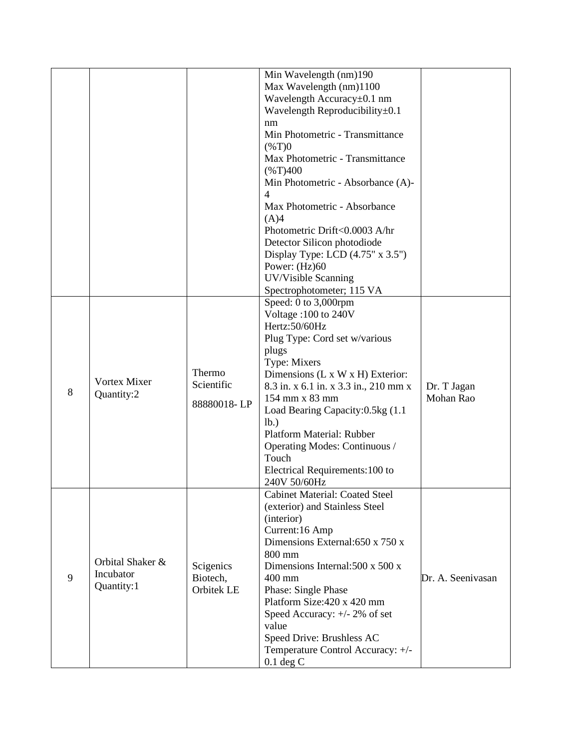| | | | | |
|---|---|---|---|---|
| | | | Min Wavelength (nm)190<br>Max Wavelength (nm)1100<br>Wavelength Accuracy±0.1 nm<br>Wavelength Reproducibility±0.1 nm<br>Min Photometric - Transmittance (%T)0<br>Max Photometric - Transmittance (%T)400<br>Min Photometric - Absorbance (A)-4<br>Max Photometric - Absorbance (A)4<br>Photometric Drift<0.0003 A/hr<br>Detector Silicon photodiode<br>Display Type: LCD (4.75" x 3.5")<br>Power: (Hz)60<br>UV/Visible Scanning Spectrophotometer; 115 VA | |
| 8 | Vortex Mixer<br>Quantity:2 | Thermo Scientific<br>88880018- LP | Speed: 0 to 3,000rpm<br>Voltage :100 to 240V<br>Hertz:50/60Hz<br>Plug Type: Cord set w/various plugs<br>Type: Mixers<br>Dimensions (L x W x H) Exterior: 8.3 in. x 6.1 in. x 3.3 in., 210 mm x 154 mm x 83 mm<br>Load Bearing Capacity:0.5kg (1.1 lb.)<br>Platform Material: Rubber<br>Operating Modes: Continuous / Touch<br>Electrical Requirements:100 to 240V 50/60Hz | Dr. T Jagan Mohan Rao |
| 9 | Orbital Shaker & Incubator<br>Quantity:1 | Scigenics Biotech, Orbitek LE | Cabinet Material: Coated Steel (exterior) and Stainless Steel (interior)<br>Current:16 Amp<br>Dimensions External:650 x 750 x 800 mm<br>Dimensions Internal:500 x 500 x 400 mm<br>Phase: Single Phase<br>Platform Size:420 x 420 mm<br>Speed Accuracy: +/- 2% of set value<br>Speed Drive: Brushless AC<br>Temperature Control Accuracy: +/- 0.1 deg C | Dr. A. Seenivasan |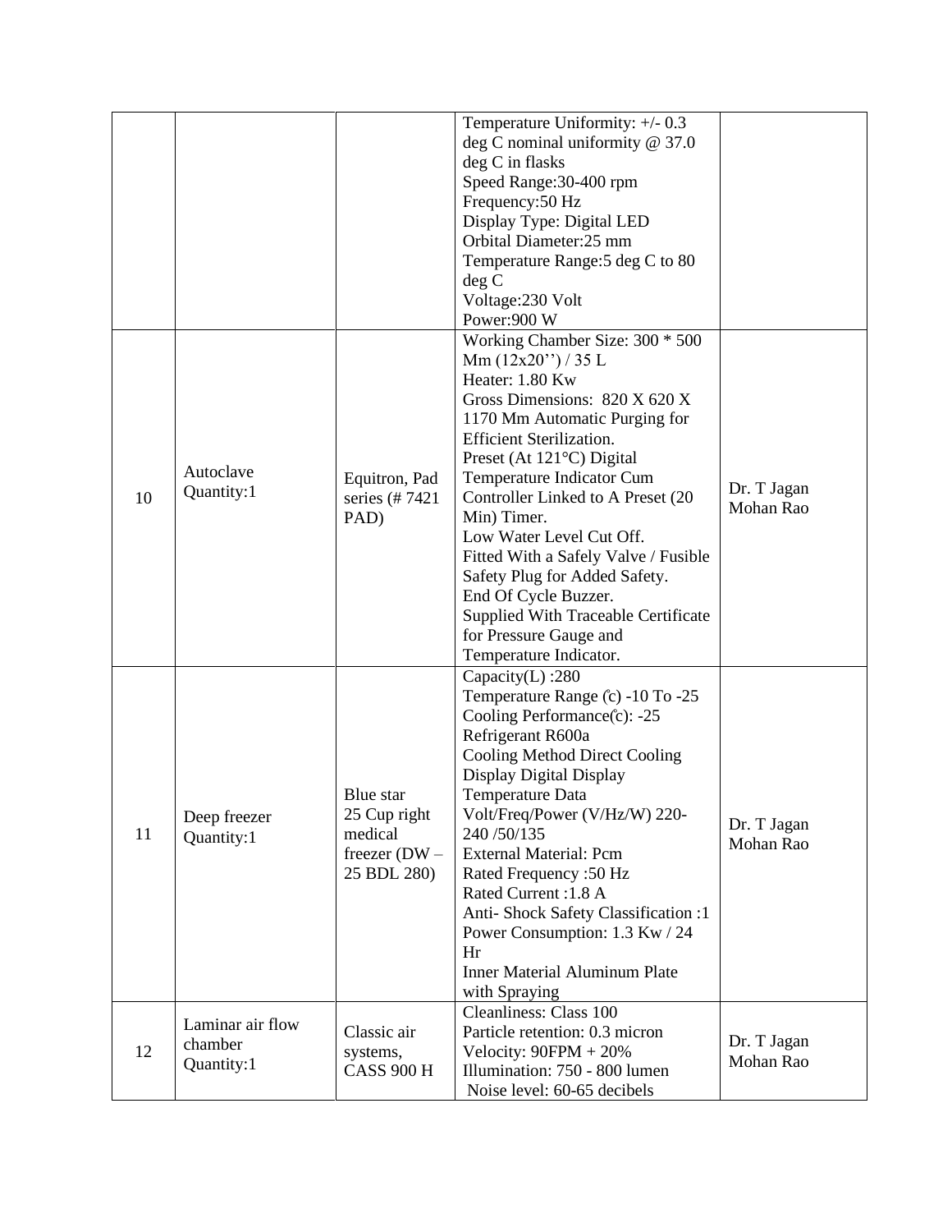| | | | | |
|---|---|---|---|---|
| | | | Temperature Uniformity: +/- 0.3 deg C nominal uniformity @ 37.0 deg C in flasks<br>Speed Range:30-400 rpm<br>Frequency:50 Hz<br>Display Type: Digital LED<br>Orbital Diameter:25 mm<br>Temperature Range:5 deg C to 80 deg C<br>Voltage:230 Volt<br>Power:900 W | |
| 10 | Autoclave<br>Quantity:1 | Equitron, Pad series (# 7421 PAD) | Working Chamber Size: 300 * 500 Mm (12x20'') / 35 L<br>Heater: 1.80 Kw<br>Gross Dimensions: 820 X 620 X 1170 Mm Automatic Purging for Efficient Sterilization.<br>Preset (At 121°C) Digital Temperature Indicator Cum Controller Linked to A Preset (20 Min) Timer.<br>Low Water Level Cut Off.<br>Fitted With a Safely Valve / Fusible Safety Plug for Added Safety.<br>End Of Cycle Buzzer.<br>Supplied With Traceable Certificate for Pressure Gauge and Temperature Indicator. | Dr. T Jagan Mohan Rao |
| 11 | Deep freezer<br>Quantity:1 | Blue star 25 Cup right medical freezer (DW – 25 BDL 280) | Capacity(L) :280<br>Temperature Range (̊c) -10 To -25<br>Cooling Performance(̊c): -25<br>Refrigerant R600a<br>Cooling Method Direct Cooling<br>Display Digital Display<br>Temperature Data<br>Volt/Freq/Power (V/Hz/W) 220-240 /50/135<br>External Material: Pcm<br>Rated Frequency :50 Hz<br>Rated Current :1.8 A<br>Anti- Shock Safety Classification :1<br>Power Consumption: 1.3 Kw / 24 Hr<br>Inner Material Aluminum Plate with Spraying | Dr. T Jagan Mohan Rao |
| 12 | Laminar air flow chamber<br>Quantity:1 | Classic air systems, CASS 900 H | Cleanliness: Class 100<br>Particle retention: 0.3 micron<br>Velocity: 90FPM + 20%<br>Illumination: 750 - 800 lumen<br>Noise level: 60-65 decibels | Dr. T Jagan Mohan Rao |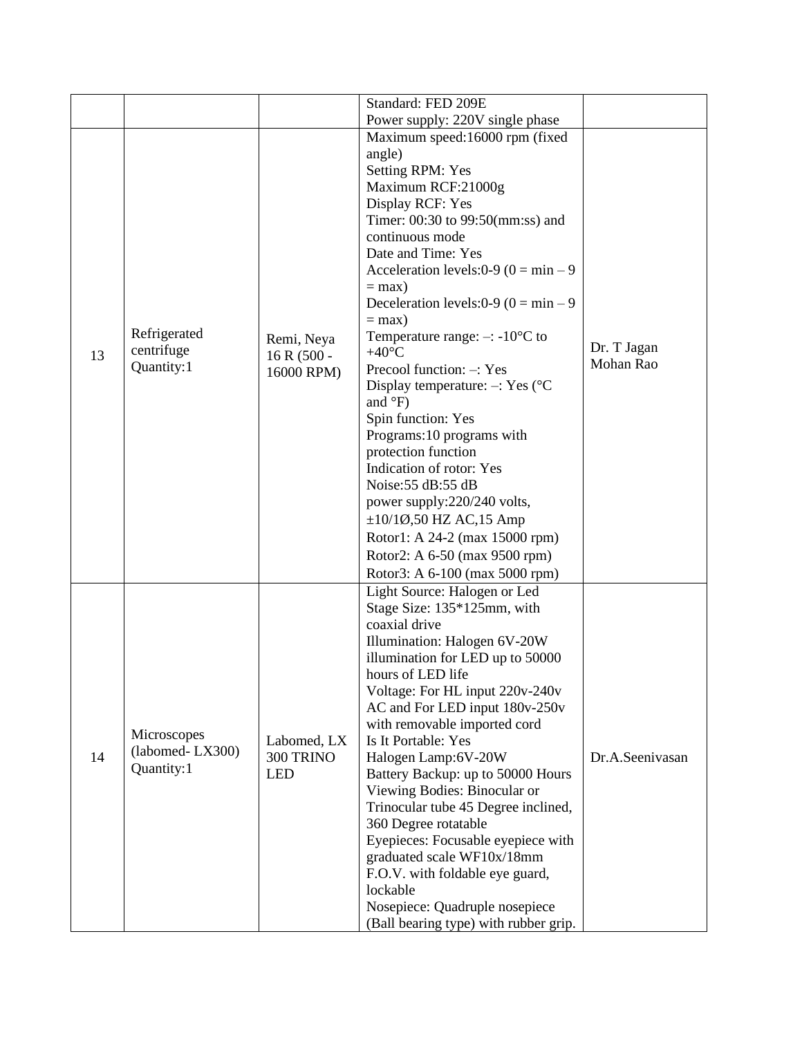| | | | | |
|---|---|---|---|---|
| | | | Standard: FED 209E<br>Power supply: 220V single phase | |
| 13 | Refrigerated centrifuge Quantity:1 | Remi, Neya 16 R (500 - 16000 RPM) | Maximum speed:16000 rpm (fixed angle)<br>Setting RPM: Yes<br>Maximum RCF:21000g<br>Display RCF: Yes<br>Timer: 00:30 to 99:50(mm:ss) and continuous mode<br>Date and Time: Yes<br>Acceleration levels:0-9 (0 = min – 9 = max)<br>Deceleration levels:0-9 (0 = min – 9 = max)<br>Temperature range: –: -10°C to +40°C<br>Precool function: –: Yes<br>Display temperature: –: Yes (°C and °F)<br>Spin function: Yes<br>Programs:10 programs with protection function<br>Indication of rotor: Yes<br>Noise:55 dB:55 dB<br>power supply:220/240 volts, ±10/1Ø,50 HZ AC,15 Amp<br>Rotor1: A 24-2 (max 15000 rpm)<br>Rotor2: A 6-50 (max 9500 rpm)<br>Rotor3: A 6-100 (max 5000 rpm) | Dr. T Jagan Mohan Rao |
| 14 | Microscopes (labomed- LX300) Quantity:1 | Labomed, LX 300 TRINO LED | Light Source: Halogen or Led<br>Stage Size: 135*125mm, with coaxial drive<br>Illumination: Halogen 6V-20W illumination for LED up to 50000 hours of LED life<br>Voltage: For HL input 220v-240v AC and For LED input 180v-250v with removable imported cord<br>Is It Portable: Yes<br>Halogen Lamp:6V-20W<br>Battery Backup: up to 50000 Hours<br>Viewing Bodies: Binocular or Trinocular tube 45 Degree inclined, 360 Degree rotatable<br>Eyepieces: Focusable eyepiece with graduated scale WF10x/18mm F.O.V. with foldable eye guard, lockable<br>Nosepiece: Quadruple nosepiece (Ball bearing type) with rubber grip. | Dr.A.Seenivasan |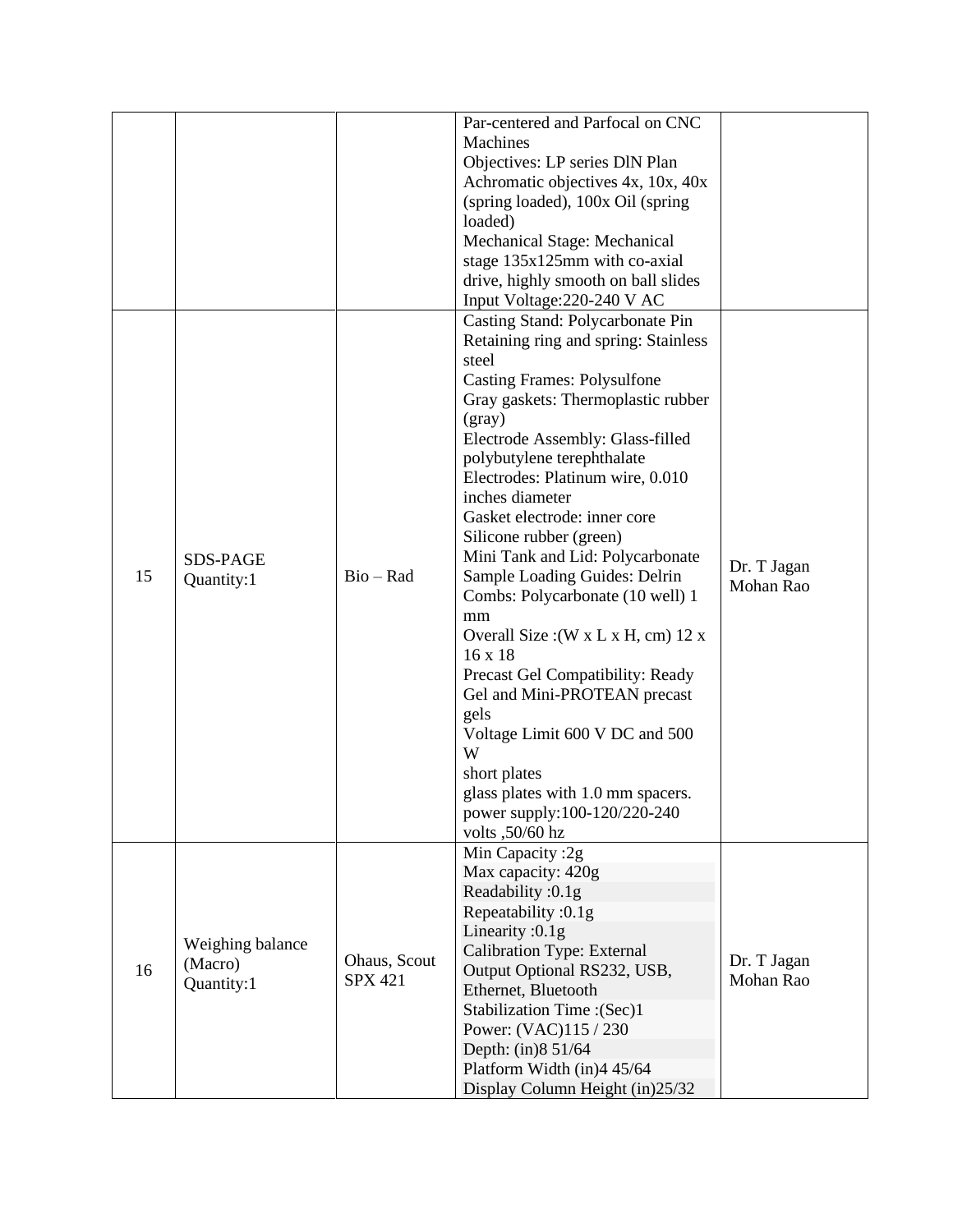|  |  |  | Par-centered and Parfocal on CNC Machines<br>Objectives: LP series DlN Plan Achromatic objectives 4x, 10x, 40x (spring loaded), 100x Oil (spring loaded)<br>Mechanical Stage: Mechanical stage 135x125mm with co-axial drive, highly smooth on ball slides<br>Input Voltage:220-240 V AC |  |
|---|---|---|---|---|
| 15 | SDS-PAGE<br>Quantity:1 | Bio – Rad | Casting Stand: Polycarbonate Pin<br>Retaining ring and spring: Stainless steel<br>Casting Frames: Polysulfone<br>Gray gaskets: Thermoplastic rubber (gray)<br>Electrode Assembly: Glass-filled polybutylene terephthalate<br>Electrodes: Platinum wire, 0.010 inches diameter<br>Gasket electrode: inner core Silicone rubber (green)<br>Mini Tank and Lid: Polycarbonate<br>Sample Loading Guides: Delrin<br>Combs: Polycarbonate (10 well) 1 mm<br>Overall Size :(W x L x H, cm) 12 x 16 x 18<br>Precast Gel Compatibility: Ready Gel and Mini-PROTEAN precast gels<br>Voltage Limit 600 V DC and 500 W<br>short plates<br>glass plates with 1.0 mm spacers.<br>power supply:100-120/220-240 volts ,50/60 hz | Dr. T Jagan Mohan Rao |
| 16 | Weighing balance (Macro)<br>Quantity:1 | Ohaus, Scout SPX 421 | Min Capacity :2g<br>Max capacity: 420g<br>Readability :0.1g<br>Repeatability :0.1g<br>Linearity :0.1g<br>Calibration Type: External<br>Output Optional RS232, USB, Ethernet, Bluetooth<br>Stabilization Time :(Sec)1<br>Power: (VAC)115 / 230<br>Depth: (in)8 51/64<br>Platform Width (in)4 45/64<br>Display Column Height (in)25/32 | Dr. T Jagan Mohan Rao |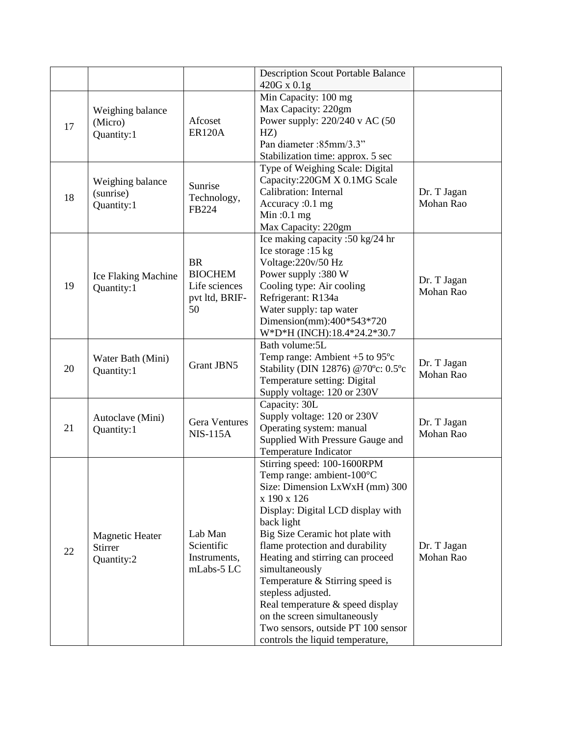| | | | | |
|---|---|---|---|---|
| | | | Description Scout Portable Balance 420G x 0.1g | |
| 17 | Weighing balance (Micro) Quantity:1 | Afcoset ER120A | Min Capacity: 100 mg<br>Max Capacity: 220gm<br>Power supply: 220/240 v AC (50 HZ)<br>Pan diameter :85mm/3.3”<br>Stabilization time: approx. 5 sec | |
| 18 | Weighing balance (sunrise) Quantity:1 | Sunrise Technology, FB224 | Type of Weighing Scale: Digital<br>Capacity:220GM X 0.1MG Scale<br>Calibration: Internal<br>Accuracy :0.1 mg<br>Min :0.1 mg<br>Max Capacity: 220gm | Dr. T Jagan Mohan Rao |
| 19 | Ice Flaking Machine Quantity:1 | BR BIOCHEM Life sciences pvt ltd, BRIF-50 | Ice making capacity :50 kg/24 hr<br>Ice storage :15 kg<br>Voltage:220v/50 Hz<br>Power supply :380 W<br>Cooling type: Air cooling<br>Refrigerant: R134a<br>Water supply: tap water<br>Dimension(mm):400*543*720<br>W*D*H (INCH):18.4*24.2*30.7 | Dr. T Jagan Mohan Rao |
| 20 | Water Bath (Mini) Quantity:1 | Grant JBN5 | Bath volume:5L<br>Temp range: Ambient +5 to 95ºc<br>Stability (DIN 12876) @70ºc: 0.5ºc<br>Temperature setting: Digital<br>Supply voltage: 120 or 230V | Dr. T Jagan Mohan Rao |
| 21 | Autoclave (Mini) Quantity:1 | Gera Ventures NIS-115A | Capacity: 30L<br>Supply voltage: 120 or 230V<br>Operating system: manual<br>Supplied With Pressure Gauge and Temperature Indicator | Dr. T Jagan Mohan Rao |
| 22 | Magnetic Heater Stirrer Quantity:2 | Lab Man Scientific Instruments, mLabs-5 LC | Stirring speed: 100-1600RPM<br>Temp range: ambient-100°C<br>Size: Dimension LxWxH (mm) 300 x 190 x 126<br>Display: Digital LCD display with back light<br>Big Size Ceramic hot plate with flame protection and durability<br>Heating and stirring can proceed simultaneously<br>Temperature & Stirring speed is stepless adjusted.<br>Real temperature & speed display on the screen simultaneously<br>Two sensors, outside PT 100 sensor controls the liquid temperature, | Dr. T Jagan Mohan Rao |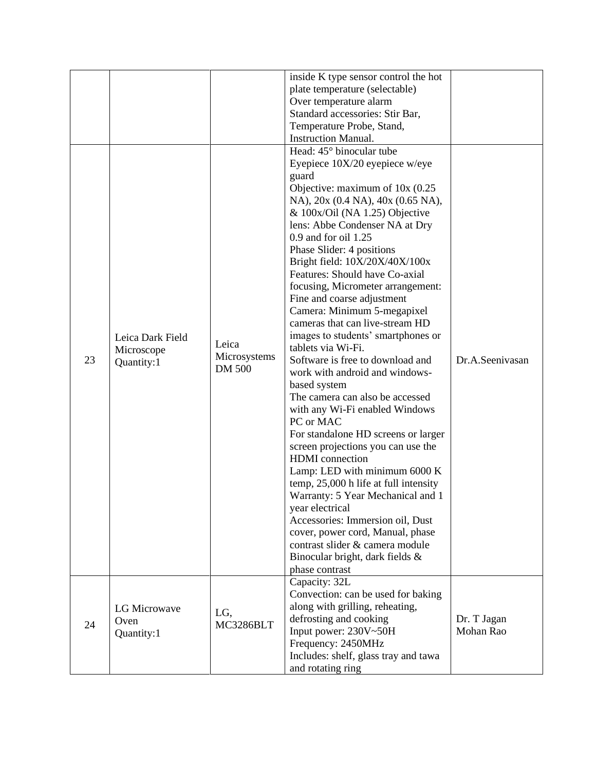| | | | | |
|---|---|---|---|---|
| | | | inside K type sensor control the hot plate temperature (selectable)<br>Over temperature alarm<br>Standard accessories: Stir Bar, Temperature Probe, Stand, Instruction Manual. | |
| 23 | Leica Dark Field Microscope<br>Quantity:1 | Leica Microsystems DM 500 | Head: 45° binocular tube<br>Eyepiece 10X/20 eyepiece w/eye guard<br>Objective: maximum of 10x (0.25 NA), 20x (0.4 NA), 40x (0.65 NA), & 100x/Oil (NA 1.25) Objective lens: Abbe Condenser NA at Dry 0.9 and for oil 1.25<br>Phase Slider: 4 positions<br>Bright field: 10X/20X/40X/100x<br>Features: Should have Co-axial focusing, Micrometer arrangement: Fine and coarse adjustment<br>Camera: Minimum 5-megapixel cameras that can live-stream HD images to students' smartphones or tablets via Wi-Fi.<br>Software is free to download and work with android and windows-based system<br>The camera can also be accessed with any Wi-Fi enabled Windows PC or MAC<br>For standalone HD screens or larger screen projections you can use the HDMI connection<br>Lamp: LED with minimum 6000 K temp, 25,000 h life at full intensity<br>Warranty: 5 Year Mechanical and 1 year electrical<br>Accessories: Immersion oil, Dust cover, power cord, Manual, phase contrast slider & camera module<br>Binocular bright, dark fields & phase contrast | Dr.A.Seenivasan |
| 24 | LG Microwave Oven<br>Quantity:1 | LG, MC3286BLT | Capacity: 32L<br>Convection: can be used for baking along with grilling, reheating, defrosting and cooking<br>Input power: 230V~50H<br>Frequency: 2450MHz<br>Includes: shelf, glass tray and tawa and rotating ring | Dr. T Jagan Mohan Rao |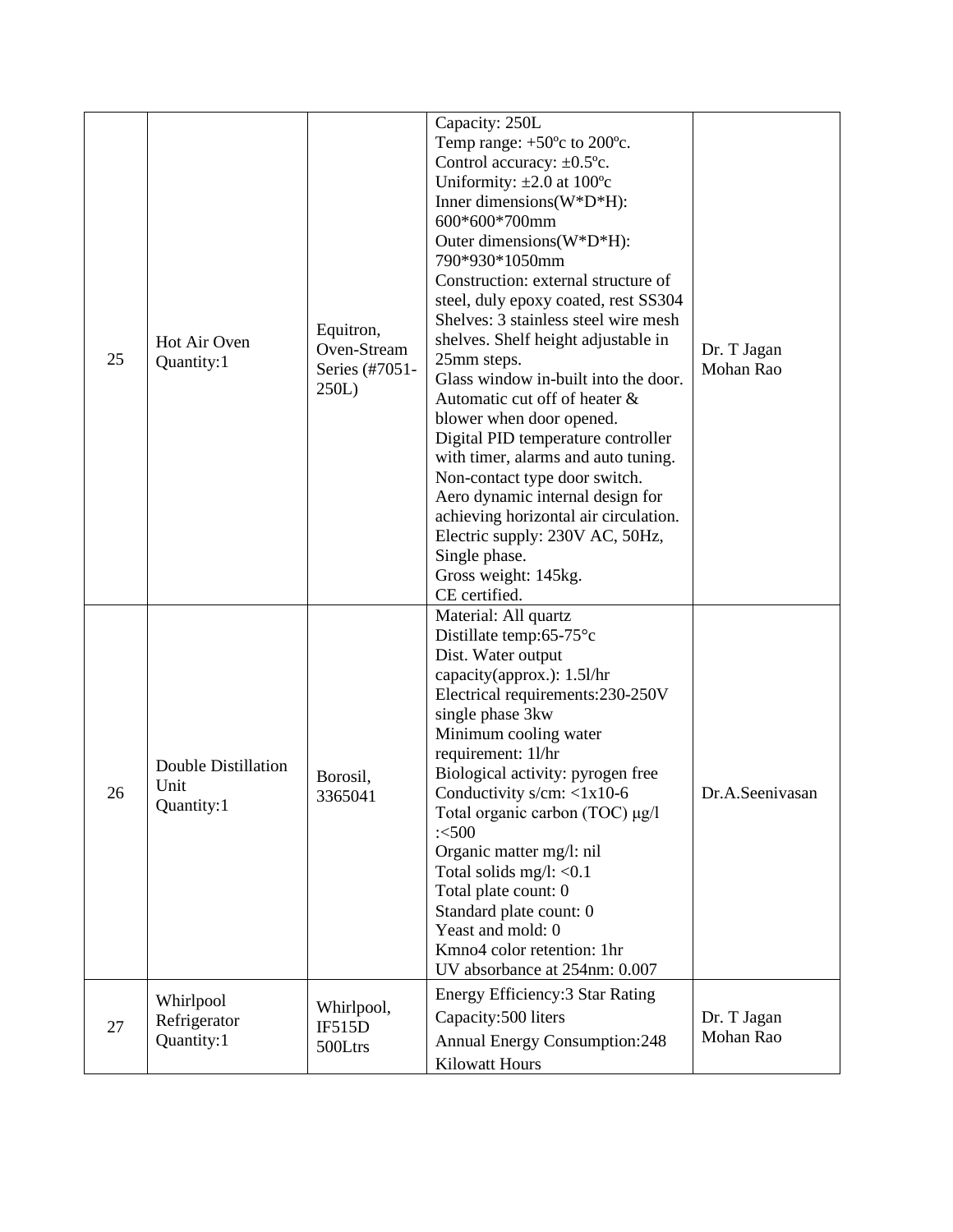| 25 | Hot Air Oven<br>Quantity:1 | Equitron, Oven-Stream Series (#7051-250L) | Capacity: 250L<br>Temp range: +50ºc to 200ºc.<br>Control accuracy: ±0.5ºc.<br>Uniformity: ±2.0 at 100ºc<br>Inner dimensions(W\*D\*H): 600\*600\*700mm<br>Outer dimensions(W\*D\*H): 790\*930\*1050mm<br>Construction: external structure of steel, duly epoxy coated, rest SS304<br>Shelves: 3 stainless steel wire mesh shelves. Shelf height adjustable in 25mm steps.<br>Glass window in-built into the door.<br>Automatic cut off of heater & blower when door opened.<br>Digital PID temperature controller with timer, alarms and auto tuning.<br>Non-contact type door switch.<br>Aero dynamic internal design for achieving horizontal air circulation.<br>Electric supply: 230V AC, 50Hz, Single phase.<br>Gross weight: 145kg.<br>CE certified. | Dr. T Jagan Mohan Rao |
|---|---|---|---|---|
| 26 | Double Distillation Unit<br>Quantity:1 | Borosil, 3365041 | Material: All quartz<br>Distillate temp:65-75°c<br>Dist. Water output capacity(approx.): 1.5l/hr<br>Electrical requirements:230-250V single phase 3kw<br>Minimum cooling water requirement: 1l/hr<br>Biological activity: pyrogen free<br>Conductivity s/cm: <1x10-6<br>Total organic carbon (TOC) μg/l :<500<br>Organic matter mg/l: nil<br>Total solids mg/l: <0.1<br>Total plate count: 0<br>Standard plate count: 0<br>Yeast and mold: 0<br>Kmno4 color retention: 1hr<br>UV absorbance at 254nm: 0.007 | Dr.A.Seenivasan |
| 27 | Whirlpool Refrigerator<br>Quantity:1 | Whirlpool, IF515D 500Ltrs | Energy Efficiency:3 Star Rating<br>Capacity:500 liters<br>Annual Energy Consumption:248 Kilowatt Hours | Dr. T Jagan Mohan Rao |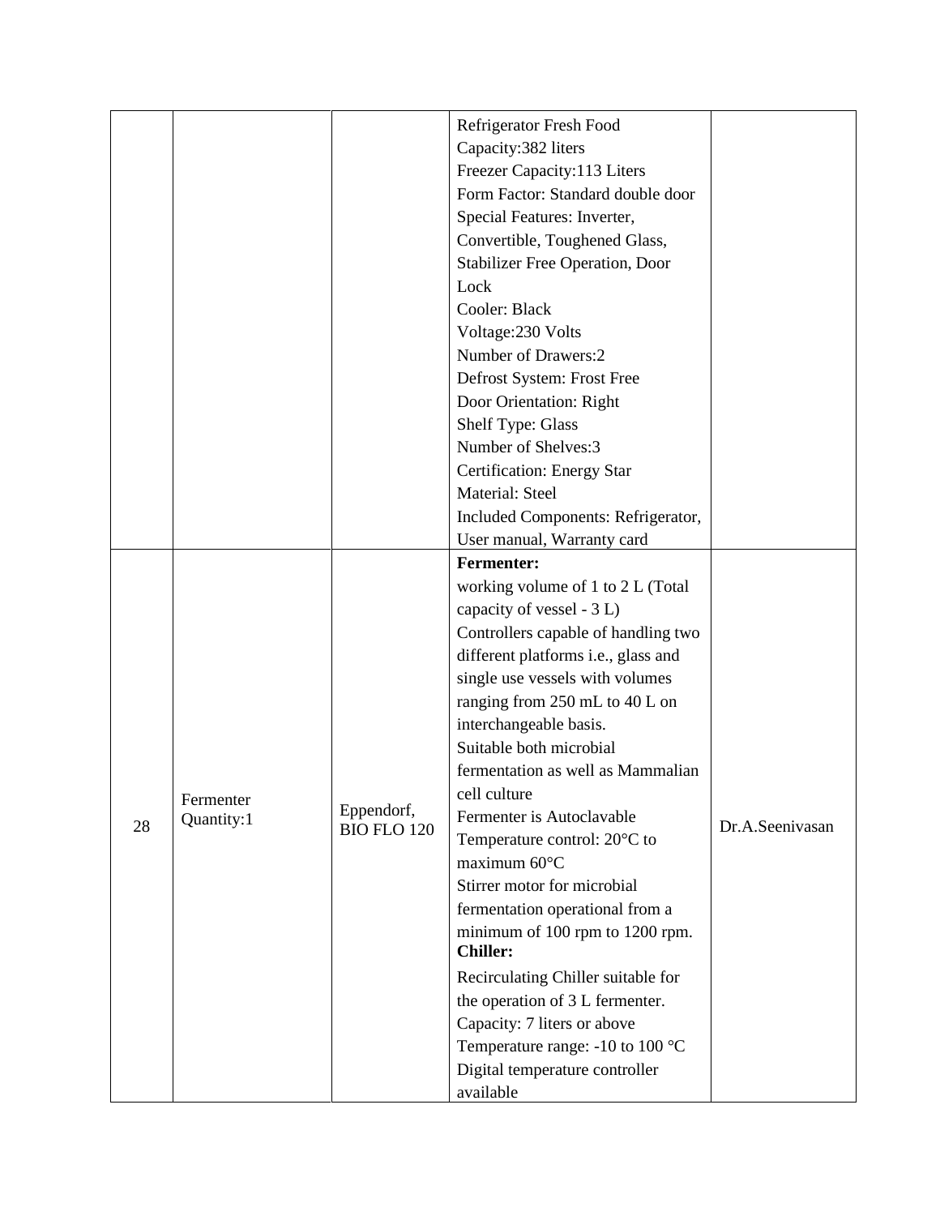| | | | | |
|---|---|---|---|---|
| | | | Refrigerator Fresh Food Capacity:382 liters<br>Freezer Capacity:113 Liters<br>Form Factor: Standard double door<br>Special Features: Inverter, Convertible, Toughened Glass, Stabilizer Free Operation, Door Lock<br>Cooler: Black<br>Voltage:230 Volts<br>Number of Drawers:2<br>Defrost System: Frost Free<br>Door Orientation: Right<br>Shelf Type: Glass<br>Number of Shelves:3<br>Certification: Energy Star<br>Material: Steel<br>Included Components: Refrigerator, User manual, Warranty card | |
| 28 | Fermenter Quantity:1 | Eppendorf, BIO FLO 120 | **Fermenter:**<br>working volume of 1 to 2 L (Total capacity of vessel - 3 L)<br>Controllers capable of handling two different platforms i.e., glass and single use vessels with volumes ranging from 250 mL to 40 L on interchangeable basis.<br>Suitable both microbial fermentation as well as Mammalian cell culture<br>Fermenter is Autoclavable<br>Temperature control: 20°C to maximum 60°C<br>Stirrer motor for microbial fermentation operational from a minimum of 100 rpm to 1200 rpm.<br>**Chiller:**<br>Recirculating Chiller suitable for the operation of 3 L fermenter.<br>Capacity: 7 liters or above<br>Temperature range: -10 to 100 °C<br>Digital temperature controller available | Dr.A.Seenivasan |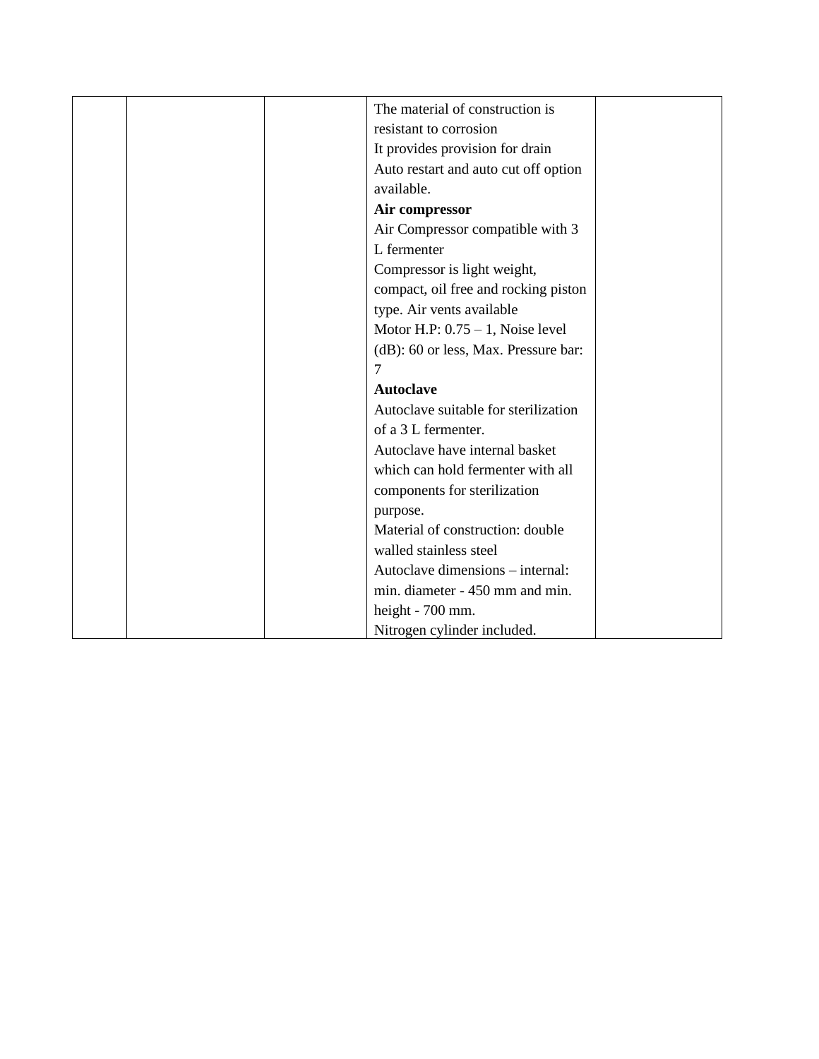|  |  |  | The material of construction is resistant to corrosion<br>It provides provision for drain<br>Auto restart and auto cut off option available.<br>**Air compressor**<br>Air Compressor compatible with 3 L fermenter<br>Compressor is light weight, compact, oil free and rocking piston type. Air vents available<br>Motor H.P: 0.75 – 1, Noise level (dB): 60 or less, Max. Pressure bar: 7<br>**Autoclave**<br>Autoclave suitable for sterilization of a 3 L fermenter.<br>Autoclave have internal basket which can hold fermenter with all components for sterilization purpose.<br>Material of construction: double walled stainless steel<br>Autoclave dimensions – internal: min. diameter - 450 mm and min. height - 700 mm.<br>Nitrogen cylinder included. |  |
|---|---|---|---|---|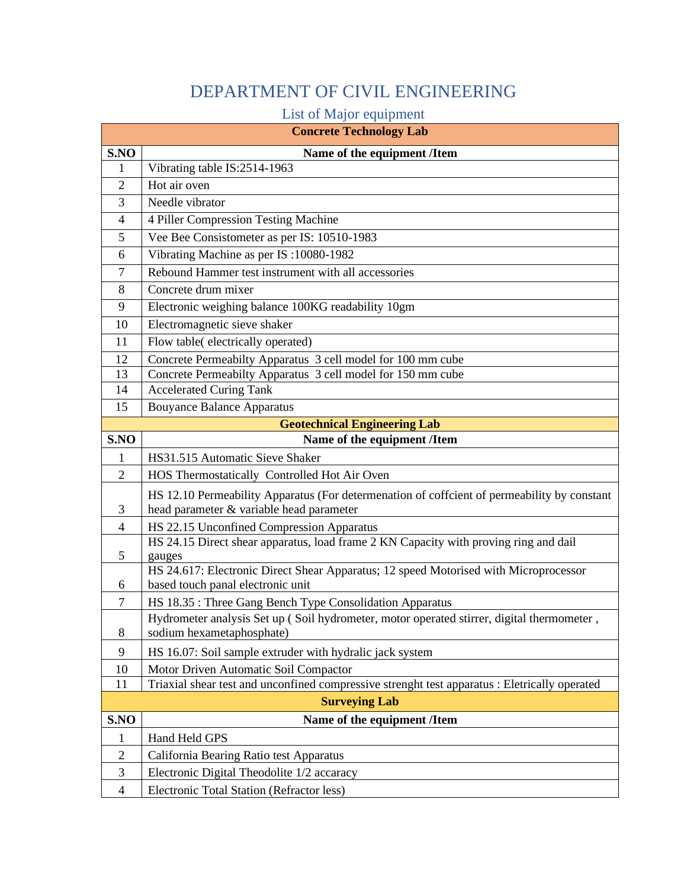# DEPARTMENT OF CIVIL ENGINEERING

## List of Major equipment

| Concrete Technology Lab | |
|---|---|
| **S.NO** | **Name of the equipment /Item** |
| 1 | Vibrating table IS:2514-1963 |
| 2 | Hot air oven |
| 3 | Needle vibrator |
| 4 | 4 Piller Compression Testing Machine |
| 5 | Vee Bee Consistometer as per IS: 10510-1983 |
| 6 | Vibrating Machine as per IS :10080-1982 |
| 7 | Rebound Hammer test instrument with all accessories |
| 8 | Concrete drum mixer |
| 9 | Electronic weighing balance 100KG readability 10gm |
| 10 | Electromagnetic sieve shaker |
| 11 | Flow table( electrically operated) |
| 12 | Concrete Permeabilty Apparatus 3 cell model for 100 mm cube |
| 13 | Concrete Permeabilty Apparatus 3 cell model for 150 mm cube |
| 14 | Accelerated Curing Tank |
| 15 | Bouyance Balance Apparatus |

| Geotechnical Engineering Lab | |
|---|---|
| **S.NO** | **Name of the equipment /Item** |
| 1 | HS31.515 Automatic Sieve Shaker |
| 2 | HOS Thermostatically Controlled Hot Air Oven |
| 3 | HS 12.10 Permeability Apparatus (For determenation of coffcient of permeability by constant head parameter & variable head parameter |
| 4 | HS 22.15 Unconfined Compression Apparatus |
| 5 | HS 24.15 Direct shear apparatus, load frame 2 KN Capacity with proving ring and dail gauges |
| 6 | HS 24.617: Electronic Direct Shear Apparatus; 12 speed Motorised with Microprocessor based touch panal electronic unit |
| 7 | HS 18.35 : Three Gang Bench Type Consolidation Apparatus |
| 8 | Hydrometer analysis Set up ( Soil hydrometer, motor operated stirrer, digital thermometer , sodium hexametaphosphate) |
| 9 | HS 16.07: Soil sample extruder with hydralic jack system |
| 10 | Motor Driven Automatic Soil Compactor |
| 11 | Triaxial shear test and unconfined compressive strenght test apparatus : Eletrically operated |

| Surveying Lab | |
|---|---|
| **S.NO** | **Name of the equipment /Item** |
| 1 | Hand Held GPS |
| 2 | California Bearing Ratio test Apparatus |
| 3 | Electronic Digital Theodolite 1/2 accaracy |
| 4 | Electronic Total Station (Refractor less) |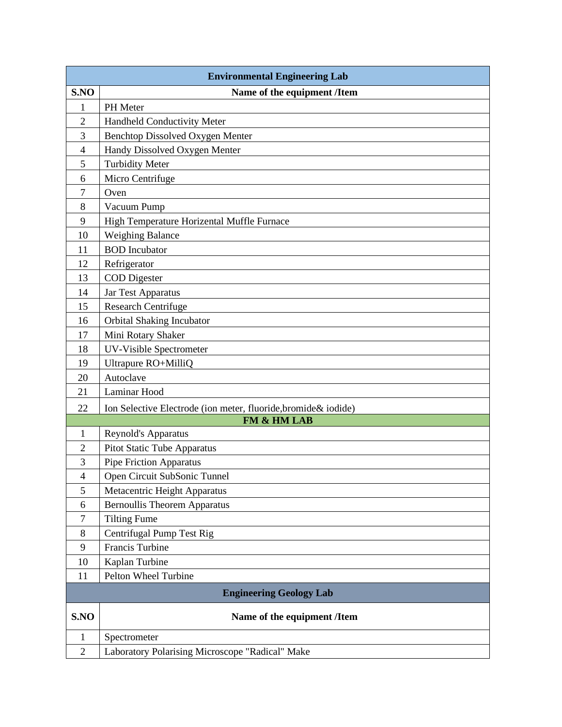| Environmental Engineering Lab | |
|---|---|
| **S.NO** | **Name of the equipment /Item** |
| 1 | PH Meter |
| 2 | Handheld Conductivity Meter |
| 3 | Benchtop Dissolved Oxygen Menter |
| 4 | Handy Dissolved Oxygen Menter |
| 5 | Turbidity Meter |
| 6 | Micro Centrifuge |
| 7 | Oven |
| 8 | Vacuum Pump |
| 9 | High Temperature Horizental Muffle Furnace |
| 10 | Weighing Balance |
| 11 | BOD Incubator |
| 12 | Refrigerator |
| 13 | COD Digester |
| 14 | Jar Test Apparatus |
| 15 | Research Centrifuge |
| 16 | Orbital Shaking Incubator |
| 17 | Mini Rotary Shaker |
| 18 | UV-Visible Spectrometer |
| 19 | Ultrapure RO+MilliQ |
| 20 | Autoclave |
| 21 | Laminar Hood |
| 22 | Ion Selective Electrode (ion meter, fluoride,bromide& iodide) |
| **FM & HM LAB** | |
| 1 | Reynold's Apparatus |
| 2 | Pitot Static Tube Apparatus |
| 3 | Pipe Friction Apparatus |
| 4 | Open Circuit SubSonic Tunnel |
| 5 | Metacentric Height Apparatus |
| 6 | Bernoullis Theorem Apparatus |
| 7 | Tilting Fume |
| 8 | Centrifugal Pump Test Rig |
| 9 | Francis Turbine |
| 10 | Kaplan Turbine |
| 11 | Pelton Wheel Turbine |

| Engineering Geology Lab | |
|---|---|
| **S.NO** | **Name of the equipment /Item** |
| 1 | Spectrometer |
| 2 | Laboratory Polarising Microscope "Radical" Make |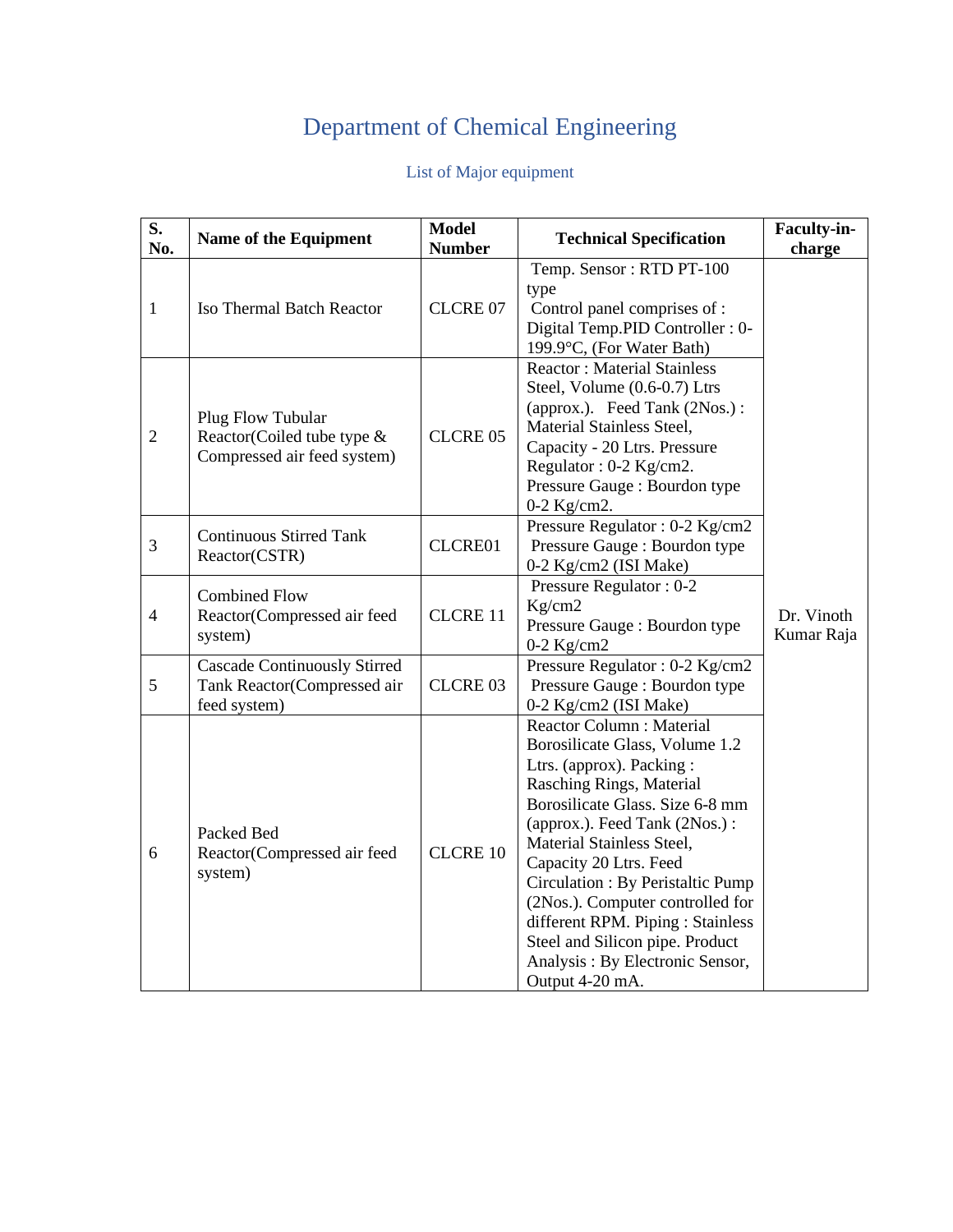# Department of Chemical Engineering

## List of Major equipment

| S. No. | Name of the Equipment | Model Number | Technical Specification | Faculty-in-charge |
|---|---|---|---|---|
| 1 | Iso Thermal Batch Reactor | CLCRE 07 | Temp. Sensor : RTD PT-100 type Control panel comprises of : Digital Temp.PID Controller : 0-199.9°C, (For Water Bath) | Dr. Vinoth Kumar Raja |
| 2 | Plug Flow Tubular Reactor(Coiled tube type & Compressed air feed system) | CLCRE 05 | Reactor : Material Stainless Steel, Volume (0.6-0.7) Ltrs (approx.). Feed Tank (2Nos.) : Material Stainless Steel, Capacity - 20 Ltrs. Pressure Regulator : 0-2 Kg/cm2. Pressure Gauge : Bourdon type 0-2 Kg/cm2. | |
| 3 | Continuous Stirred Tank Reactor(CSTR) | CLCRE01 | Pressure Regulator : 0-2 Kg/cm2 Pressure Gauge : Bourdon type 0-2 Kg/cm2 (ISI Make) | |
| 4 | Combined Flow Reactor(Compressed air feed system) | CLCRE 11 | Pressure Regulator : 0-2 Kg/cm2 Pressure Gauge : Bourdon type 0-2 Kg/cm2 | |
| 5 | Cascade Continuously Stirred Tank Reactor(Compressed air feed system) | CLCRE 03 | Pressure Regulator : 0-2 Kg/cm2 Pressure Gauge : Bourdon type 0-2 Kg/cm2 (ISI Make) | |
| 6 | Packed Bed Reactor(Compressed air feed system) | CLCRE 10 | Reactor Column : Material Borosilicate Glass, Volume 1.2 Ltrs. (approx). Packing : Rasching Rings, Material Borosilicate Glass. Size 6-8 mm (approx.). Feed Tank (2Nos.) : Material Stainless Steel, Capacity 20 Ltrs. Feed Circulation : By Peristaltic Pump (2Nos.). Computer controlled for different RPM. Piping : Stainless Steel and Silicon pipe. Product Analysis : By Electronic Sensor, Output 4-20 mA. | |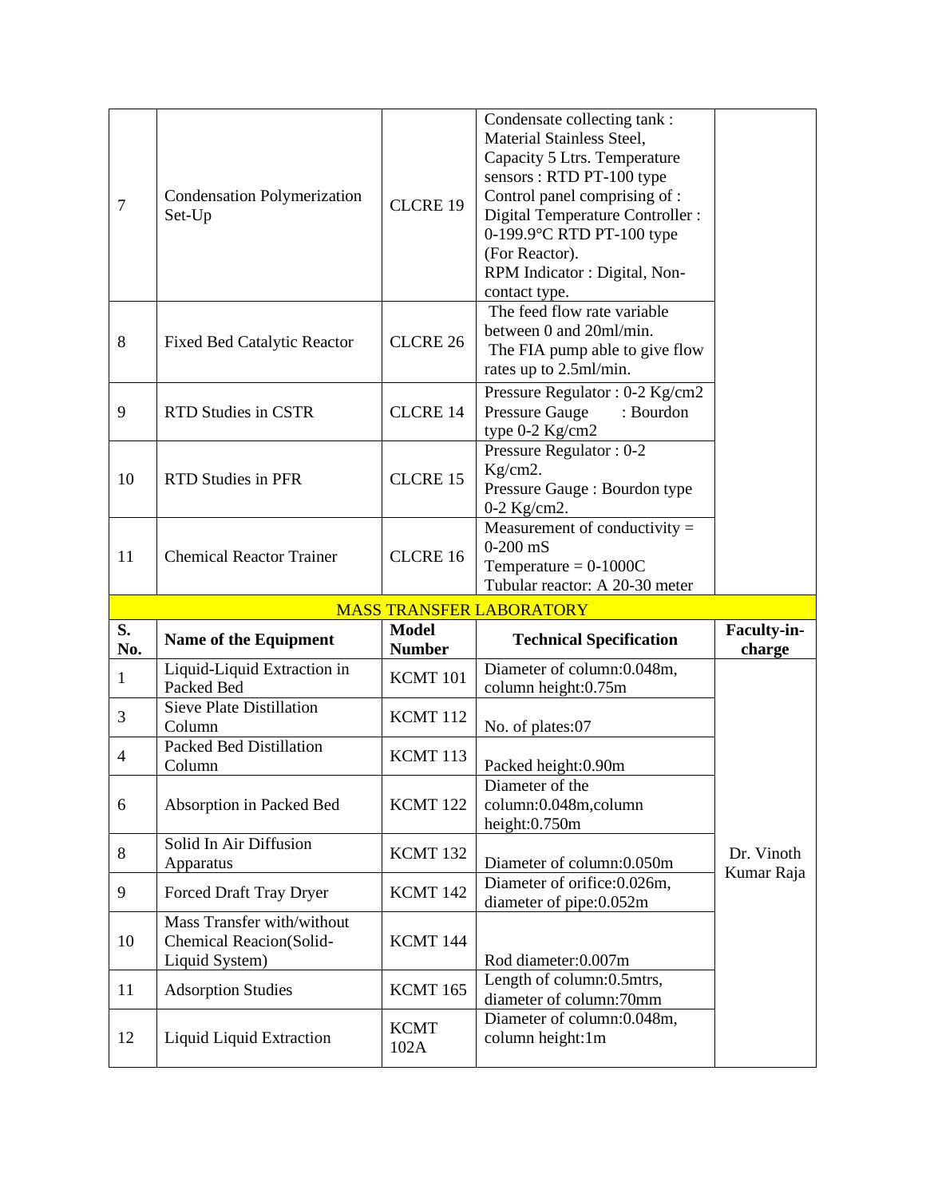| 7 | Condensation Polymerization Set-Up | CLCRE 19 | Condensate collecting tank : Material Stainless Steel, Capacity 5 Ltrs. Temperature sensors : RTD PT-100 type Control panel comprising of : Digital Temperature Controller : 0-199.9°C RTD PT-100 type (For Reactor). RPM Indicator : Digital, Non-contact type. | |
|---|---|---|---|---|
| 8 | Fixed Bed Catalytic Reactor | CLCRE 26 | The feed flow rate variable between 0 and 20ml/min. The FIA pump able to give flow rates up to 2.5ml/min. | |
| 9 | RTD Studies in CSTR | CLCRE 14 | Pressure Regulator : 0-2 Kg/cm2 Pressure Gauge : Bourdon type 0-2 Kg/cm2 | |
| 10 | RTD Studies in PFR | CLCRE 15 | Pressure Regulator : 0-2 Kg/cm2. Pressure Gauge : Bourdon type 0-2 Kg/cm2. | |
| 11 | Chemical Reactor Trainer | CLCRE 16 | Measurement of conductivity = 0-200 mS Temperature = 0-1000C Tubular reactor: A 20-30 meter | |

**MASS TRANSFER LABORATORY**

| S. No. | Name of the Equipment | Model Number | Technical Specification | Faculty-in-charge |
|---|---|---|---|---|
| 1 | Liquid-Liquid Extraction in Packed Bed | KCMT 101 | Diameter of column:0.048m, column height:0.75m | Dr. Vinoth Kumar Raja |
| 3 | Sieve Plate Distillation Column | KCMT 112 | No. of plates:07 | |
| 4 | Packed Bed Distillation Column | KCMT 113 | Packed height:0.90m | |
| 6 | Absorption in Packed Bed | KCMT 122 | Diameter of the column:0.048m,column height:0.750m | |
| 8 | Solid In Air Diffusion Apparatus | KCMT 132 | Diameter of column:0.050m | |
| 9 | Forced Draft Tray Dryer | KCMT 142 | Diameter of orifice:0.026m, diameter of pipe:0.052m | |
| 10 | Mass Transfer with/without Chemical Reacion(Solid-Liquid System) | KCMT 144 | Rod diameter:0.007m | |
| 11 | Adsorption Studies | KCMT 165 | Length of column:0.5mtrs, diameter of column:70mm | |
| 12 | Liquid Liquid Extraction | KCMT 102A | Diameter of column:0.048m, column height:1m | |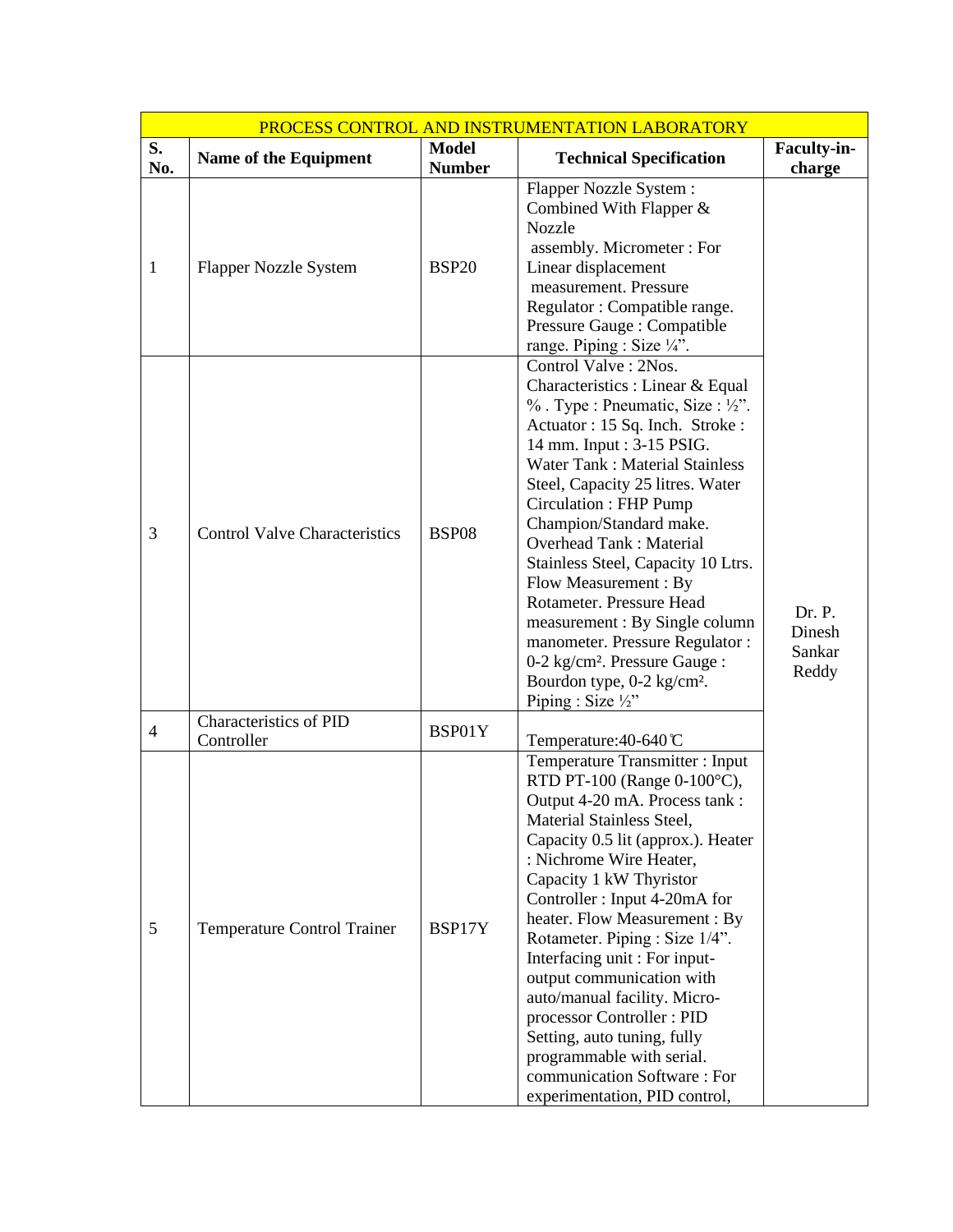| PROCESS CONTROL AND INSTRUMENTATION LABORATORY | | | | |
|---|---|---|---|---|
| **S. No.** | **Name of the Equipment** | **Model Number** | **Technical Specification** | **Faculty-in-charge** |
| 1 | Flapper Nozzle System | BSP20 | Flapper Nozzle System : Combined With Flapper & Nozzle assembly. Micrometer : For Linear displacement measurement. Pressure Regulator : Compatible range. Pressure Gauge : Compatible range. Piping : Size ¼". | Dr. P. Dinesh Sankar Reddy |
| 3 | Control Valve Characteristics | BSP08 | Control Valve : 2Nos. Characteristics : Linear & Equal % . Type : Pneumatic, Size : ½". Actuator : 15 Sq. Inch. Stroke : 14 mm. Input : 3-15 PSIG. Water Tank : Material Stainless Steel, Capacity 25 litres. Water Circulation : FHP Pump Champion/Standard make. Overhead Tank : Material Stainless Steel, Capacity 10 Ltrs. Flow Measurement : By Rotameter. Pressure Head measurement : By Single column manometer. Pressure Regulator : 0-2 kg/cm². Pressure Gauge : Bourdon type, 0-2 kg/cm². Piping : Size ½" | |
| 4 | Characteristics of PID Controller | BSP01Y | Temperature:40-640℃ | |
| 5 | Temperature Control Trainer | BSP17Y | Temperature Transmitter : Input RTD PT-100 (Range 0-100°C), Output 4-20 mA. Process tank : Material Stainless Steel, Capacity 0.5 lit (approx.). Heater : Nichrome Wire Heater, Capacity 1 kW Thyristor Controller : Input 4-20mA for heater. Flow Measurement : By Rotameter. Piping : Size 1/4". Interfacing unit : For input-output communication with auto/manual facility. Micro-processor Controller : PID Setting, auto tuning, fully programmable with serial. communication Software : For experimentation, PID control, | |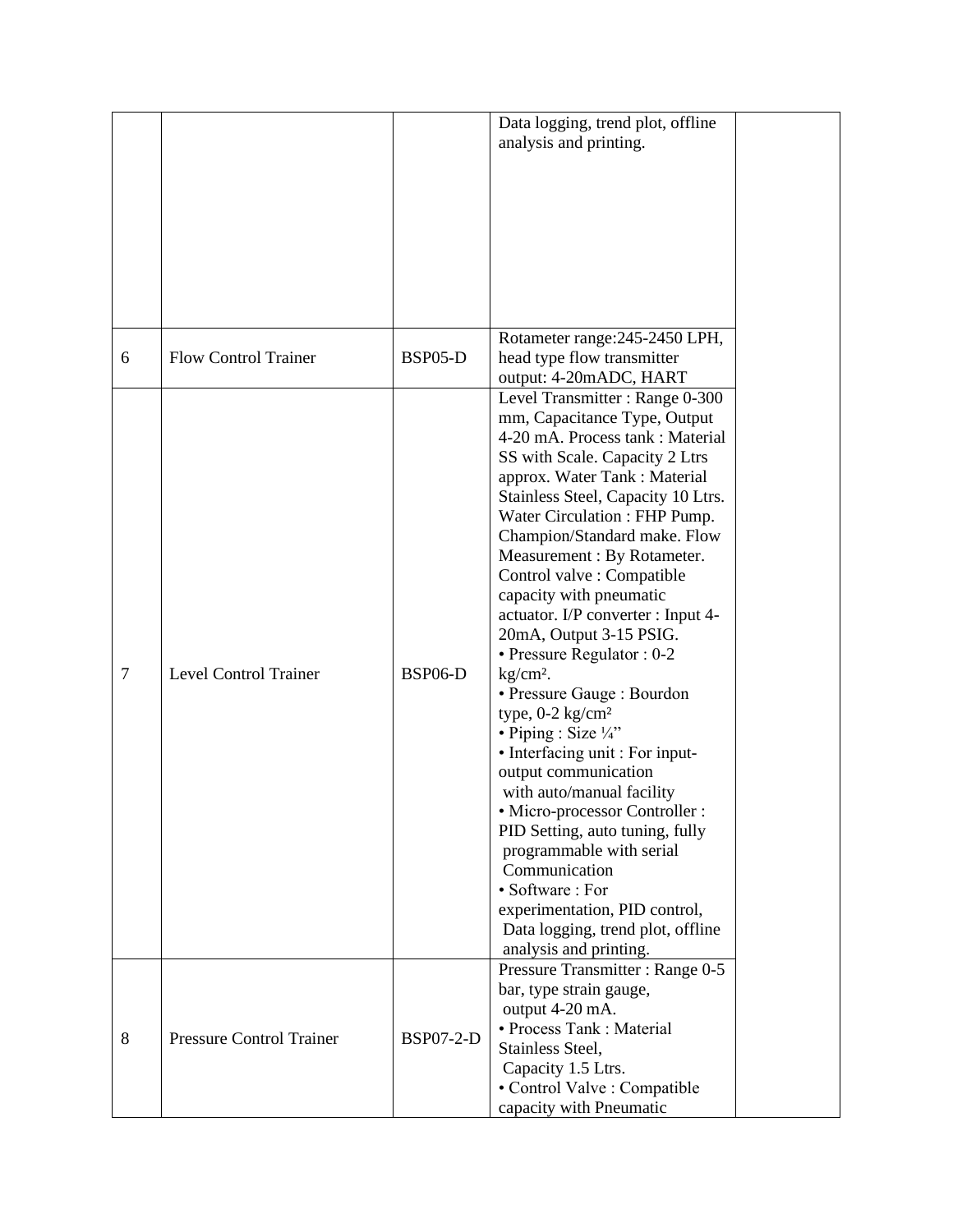| | | | | |
|---|---|---|---|---|
| | | | Data logging, trend plot, offline analysis and printing. | |
| 6 | Flow Control Trainer | BSP05-D | Rotameter range:245-2450 LPH, head type flow transmitter output: 4-20mADC, HART | |
| 7 | Level Control Trainer | BSP06-D | Level Transmitter : Range 0-300 mm, Capacitance Type, Output 4-20 mA. Process tank : Material SS with Scale. Capacity 2 Ltrs approx. Water Tank : Material Stainless Steel, Capacity 10 Ltrs. Water Circulation : FHP Pump. Champion/Standard make. Flow Measurement : By Rotameter. Control valve : Compatible capacity with pneumatic actuator. I/P converter : Input 4-20mA, Output 3-15 PSIG.<br>• Pressure Regulator : 0-2 kg/cm².<br>• Pressure Gauge : Bourdon type, 0-2 kg/cm²<br>• Piping : Size ¼"<br>• Interfacing unit : For input-output communication with auto/manual facility<br>• Micro-processor Controller : PID Setting, auto tuning, fully programmable with serial Communication<br>• Software : For experimentation, PID control, Data logging, trend plot, offline analysis and printing. | |
| 8 | Pressure Control Trainer | BSP07-2-D | Pressure Transmitter : Range 0-5 bar, type strain gauge, output 4-20 mA.<br>• Process Tank : Material Stainless Steel, Capacity 1.5 Ltrs.<br>• Control Valve : Compatible capacity with Pneumatic | |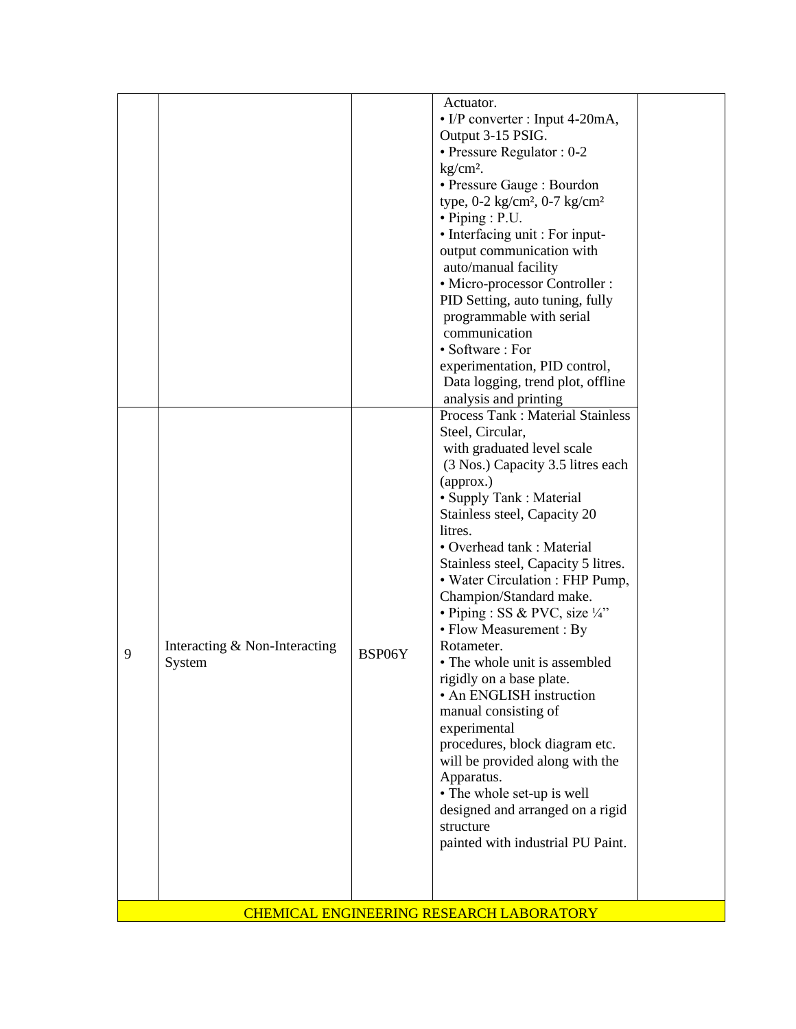| | | | | |
|---|---|---|---|---|
| | | | Actuator.<br>• I/P converter : Input 4-20mA, Output 3-15 PSIG.<br>• Pressure Regulator : 0-2 kg/cm².<br>• Pressure Gauge : Bourdon type, 0-2 kg/cm², 0-7 kg/cm²<br>• Piping : P.U.<br>• Interfacing unit : For input-output communication with auto/manual facility<br>• Micro-processor Controller : PID Setting, auto tuning, fully programmable with serial communication<br>• Software : For experimentation, PID control, Data logging, trend plot, offline analysis and printing | |
| 9 | Interacting & Non-Interacting System | BSP06Y | Process Tank : Material Stainless Steel, Circular, with graduated level scale (3 Nos.) Capacity 3.5 litres each (approx.)<br>• Supply Tank : Material Stainless steel, Capacity 20 litres.<br>• Overhead tank : Material Stainless steel, Capacity 5 litres.<br>• Water Circulation : FHP Pump, Champion/Standard make.<br>• Piping : SS & PVC, size ¼"<br>• Flow Measurement : By Rotameter.<br>• The whole unit is assembled rigidly on a base plate.<br>• An ENGLISH instruction manual consisting of experimental procedures, block diagram etc. will be provided along with the Apparatus.<br>• The whole set-up is well designed and arranged on a rigid structure painted with industrial PU Paint. | |
| CHEMICAL ENGINEERING RESEARCH LABORATORY | | | | |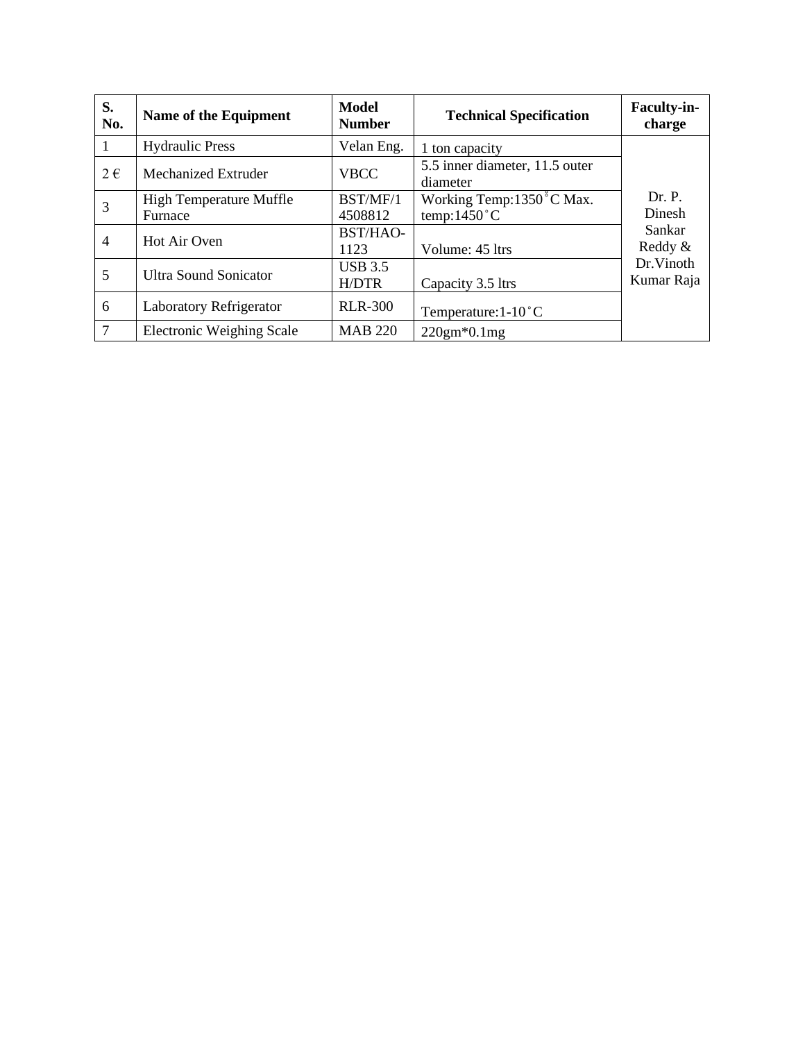| S. No. | Name of the Equipment | Model Number | Technical Specification | Faculty-in-charge |
|---|---|---|---|---|
| 1 | Hydraulic Press | Velan Eng. | 1 ton capacity | Dr. P. Dinesh Sankar Reddy & Dr.Vinoth Kumar Raja |
| 2 € | Mechanized Extruder | VBCC | 5.5 inner diameter, 11.5 outer diameter | |
| 3 | High Temperature Muffle Furnace | BST/MF/14508812 | Working Temp:1350˚C Max. temp:1450˚C | |
| 4 | Hot Air Oven | BST/HAO-1123 | Volume: 45 ltrs | |
| 5 | Ultra Sound Sonicator | USB 3.5 H/DTR | Capacity 3.5 ltrs | |
| 6 | Laboratory Refrigerator | RLR-300 | Temperature:1-10˚C | |
| 7 | Electronic Weighing Scale | MAB 220 | 220gm*0.1mg | |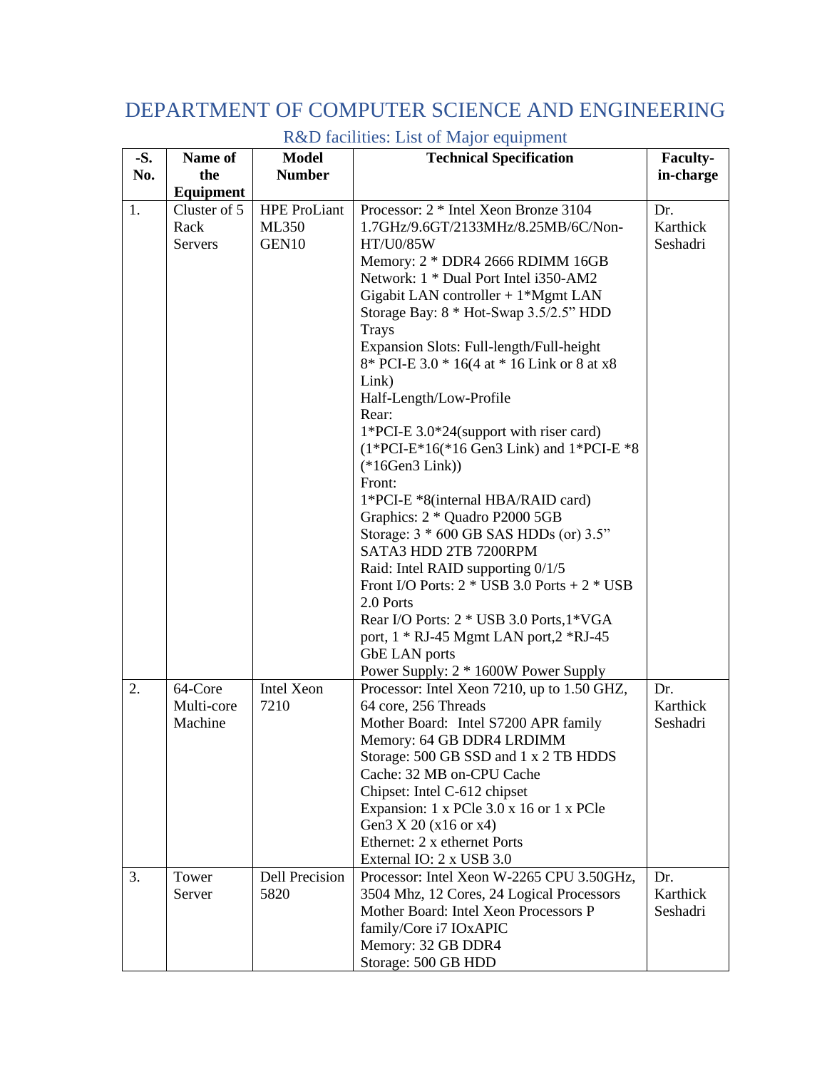# DEPARTMENT OF COMPUTER SCIENCE AND ENGINEERING

## R&D facilities: List of Major equipment

| -S. No. | Name of the Equipment | Model Number | Technical Specification | Faculty-in-charge |
|---|---|---|---|---|
| 1. | Cluster of 5 Rack Servers | HPE ProLiant ML350 GEN10 | Processor: 2 * Intel Xeon Bronze 3104 1.7GHz/9.6GT/2133MHz/8.25MB/6C/Non-HT/U0/85W<br>Memory: 2 * DDR4 2666 RDIMM 16GB<br>Network: 1 * Dual Port Intel i350-AM2 Gigabit LAN controller + 1*Mgmt LAN<br>Storage Bay: 8 * Hot-Swap 3.5/2.5" HDD Trays<br>Expansion Slots: Full-length/Full-height 8* PCI-E 3.0 * 16(4 at * 16 Link or 8 at x8 Link)<br>Half-Length/Low-Profile<br>Rear:<br>1*PCI-E 3.0*24(support with riser card) (1*PCI-E*16(*16 Gen3 Link) and 1*PCI-E *8 (*16Gen3 Link))<br>Front:<br>1*PCI-E *8(internal HBA/RAID card)<br>Graphics: 2 * Quadro P2000 5GB<br>Storage: 3 * 600 GB SAS HDDs (or) 3.5" SATA3 HDD 2TB 7200RPM<br>Raid: Intel RAID supporting 0/1/5<br>Front I/O Ports: 2 * USB 3.0 Ports + 2 * USB 2.0 Ports<br>Rear I/O Ports: 2 * USB 3.0 Ports,1*VGA port, 1 * RJ-45 Mgmt LAN port,2 *RJ-45 GbE LAN ports<br>Power Supply: 2 * 1600W Power Supply | Dr. Karthick Seshadri |
| 2. | 64-Core Multi-core Machine | Intel Xeon 7210 | Processor: Intel Xeon 7210, up to 1.50 GHZ, 64 core, 256 Threads<br>Mother Board: Intel S7200 APR family<br>Memory: 64 GB DDR4 LRDIMM<br>Storage: 500 GB SSD and 1 x 2 TB HDDS<br>Cache: 32 MB on-CPU Cache<br>Chipset: Intel C-612 chipset<br>Expansion: 1 x PCle 3.0 x 16 or 1 x PCle Gen3 X 20 (x16 or x4)<br>Ethernet: 2 x ethernet Ports<br>External IO: 2 x USB 3.0 | Dr. Karthick Seshadri |
| 3. | Tower Server | Dell Precision 5820 | Processor: Intel Xeon W-2265 CPU 3.50GHz, 3504 Mhz, 12 Cores, 24 Logical Processors<br>Mother Board: Intel Xeon Processors P family/Core i7 IOxAPIC<br>Memory: 32 GB DDR4<br>Storage: 500 GB HDD | Dr. Karthick Seshadri |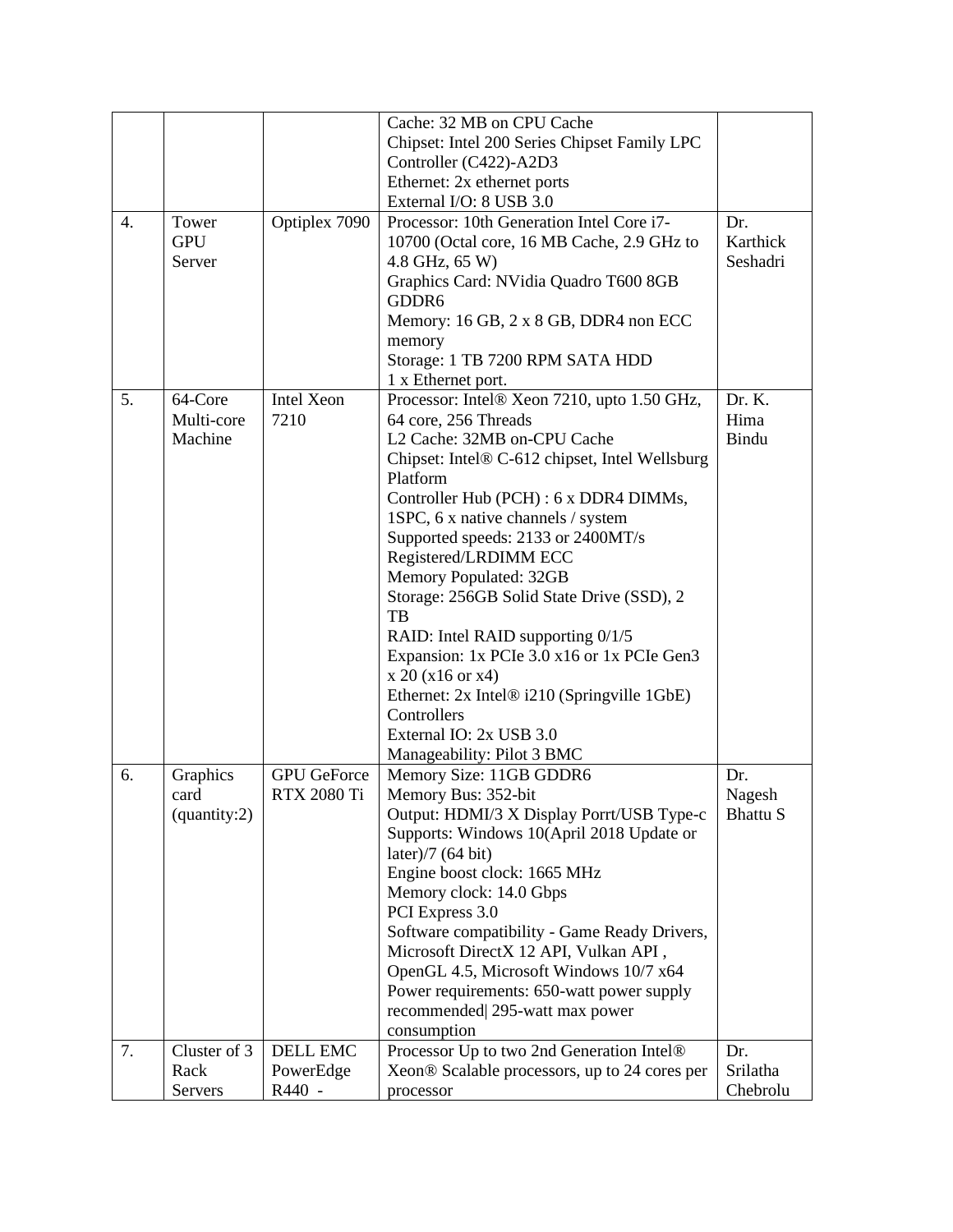|  |  |  | Cache: 32 MB on CPU Cache<br>Chipset: Intel 200 Series Chipset Family LPC Controller (C422)-A2D3<br>Ethernet: 2x ethernet ports<br>External I/O: 8 USB 3.0 |  |
|---|---|---|---|---|
| 4. | Tower GPU Server | Optiplex 7090 | Processor: 10th Generation Intel Core i7-10700 (Octal core, 16 MB Cache, 2.9 GHz to 4.8 GHz, 65 W)<br>Graphics Card: NVidia Quadro T600 8GB GDDR6<br>Memory: 16 GB, 2 x 8 GB, DDR4 non ECC memory<br>Storage: 1 TB 7200 RPM SATA HDD<br>1 x Ethernet port. | Dr. Karthick Seshadri |
| 5. | 64-Core Multi-core Machine | Intel Xeon 7210 | Processor: Intel® Xeon 7210, upto 1.50 GHz, 64 core, 256 Threads<br>L2 Cache: 32MB on-CPU Cache<br>Chipset: Intel® C-612 chipset, Intel Wellsburg Platform<br>Controller Hub (PCH) : 6 x DDR4 DIMMs, 1SPC, 6 x native channels / system<br>Supported speeds: 2133 or 2400MT/s Registered/LRDIMM ECC<br>Memory Populated: 32GB<br>Storage: 256GB Solid State Drive (SSD), 2 TB<br>RAID: Intel RAID supporting 0/1/5<br>Expansion: 1x PCIe 3.0 x16 or 1x PCIe Gen3 x 20 (x16 or x4)<br>Ethernet: 2x Intel® i210 (Springville 1GbE) Controllers<br>External IO: 2x USB 3.0<br>Manageability: Pilot 3 BMC | Dr. K. Hima Bindu |
| 6. | Graphics card (quantity:2) | GPU GeForce RTX 2080 Ti | Memory Size: 11GB GDDR6<br>Memory Bus: 352-bit<br>Output: HDMI/3 X Display Porrt/USB Type-c<br>Supports: Windows 10(April 2018 Update or later)/7 (64 bit)<br>Engine boost clock: 1665 MHz<br>Memory clock: 14.0 Gbps<br>PCI Express 3.0<br>Software compatibility - Game Ready Drivers, Microsoft DirectX 12 API, Vulkan API , OpenGL 4.5, Microsoft Windows 10/7 x64<br>Power requirements: 650-watt power supply recommended\| 295-watt max power consumption | Dr. Nagesh Bhattu S |
| 7. | Cluster of 3 Rack Servers | DELL EMC PowerEdge R440 - | Processor Up to two 2nd Generation Intel® Xeon® Scalable processors, up to 24 cores per processor | Dr. Srilatha Chebrolu |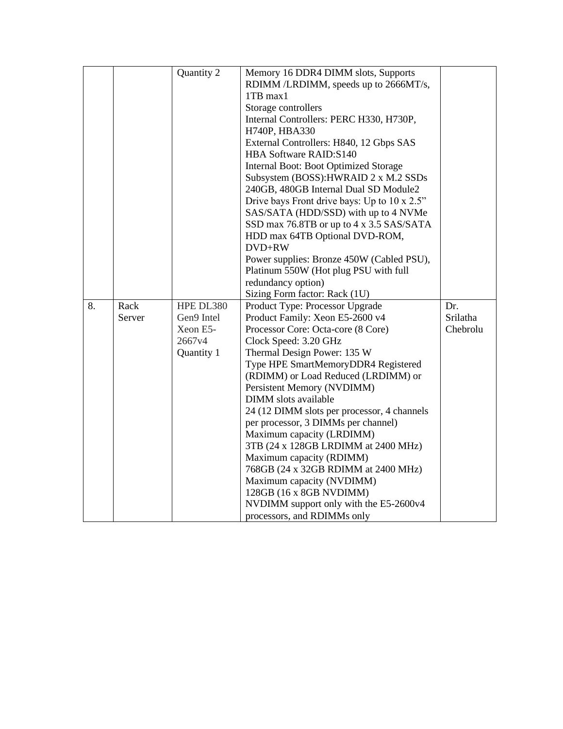| | | | | |
|---|---|---|---|---|
| | | Quantity 2 | Memory 16 DDR4 DIMM slots, Supports RDIMM /LRDIMM, speeds up to 2666MT/s, 1TB max1<br>Storage controllers<br>Internal Controllers: PERC H330, H730P, H740P, HBA330<br>External Controllers: H840, 12 Gbps SAS HBA Software RAID:S140<br>Internal Boot: Boot Optimized Storage Subsystem (BOSS):HWRAID 2 x M.2 SSDs 240GB, 480GB Internal Dual SD Module2<br>Drive bays Front drive bays: Up to 10 x 2.5" SAS/SATA (HDD/SSD) with up to 4 NVMe SSD max 76.8TB or up to 4 x 3.5 SAS/SATA HDD max 64TB Optional DVD-ROM, DVD+RW<br>Power supplies: Bronze 450W (Cabled PSU), Platinum 550W (Hot plug PSU with full redundancy option)<br>Sizing Form factor: Rack (1U) | |
| 8. | Rack Server | HPE DL380 Gen9 Intel Xeon E5-2667v4<br>Quantity 1 | Product Type: Processor Upgrade<br>Product Family: Xeon E5-2600 v4<br>Processor Core: Octa-core (8 Core)<br>Clock Speed: 3.20 GHz<br>Thermal Design Power: 135 W<br>Type HPE SmartMemoryDDR4 Registered (RDIMM) or Load Reduced (LRDIMM) or Persistent Memory (NVDIMM)<br>DIMM slots available<br>24 (12 DIMM slots per processor, 4 channels per processor, 3 DIMMs per channel)<br>Maximum capacity (LRDIMM)<br>3TB (24 x 128GB LRDIMM at 2400 MHz)<br>Maximum capacity (RDIMM)<br>768GB (24 x 32GB RDIMM at 2400 MHz)<br>Maximum capacity (NVDIMM)<br>128GB (16 x 8GB NVDIMM)<br>NVDIMM support only with the E5-2600v4 processors, and RDIMMs only | Dr. Srilatha Chebrolu |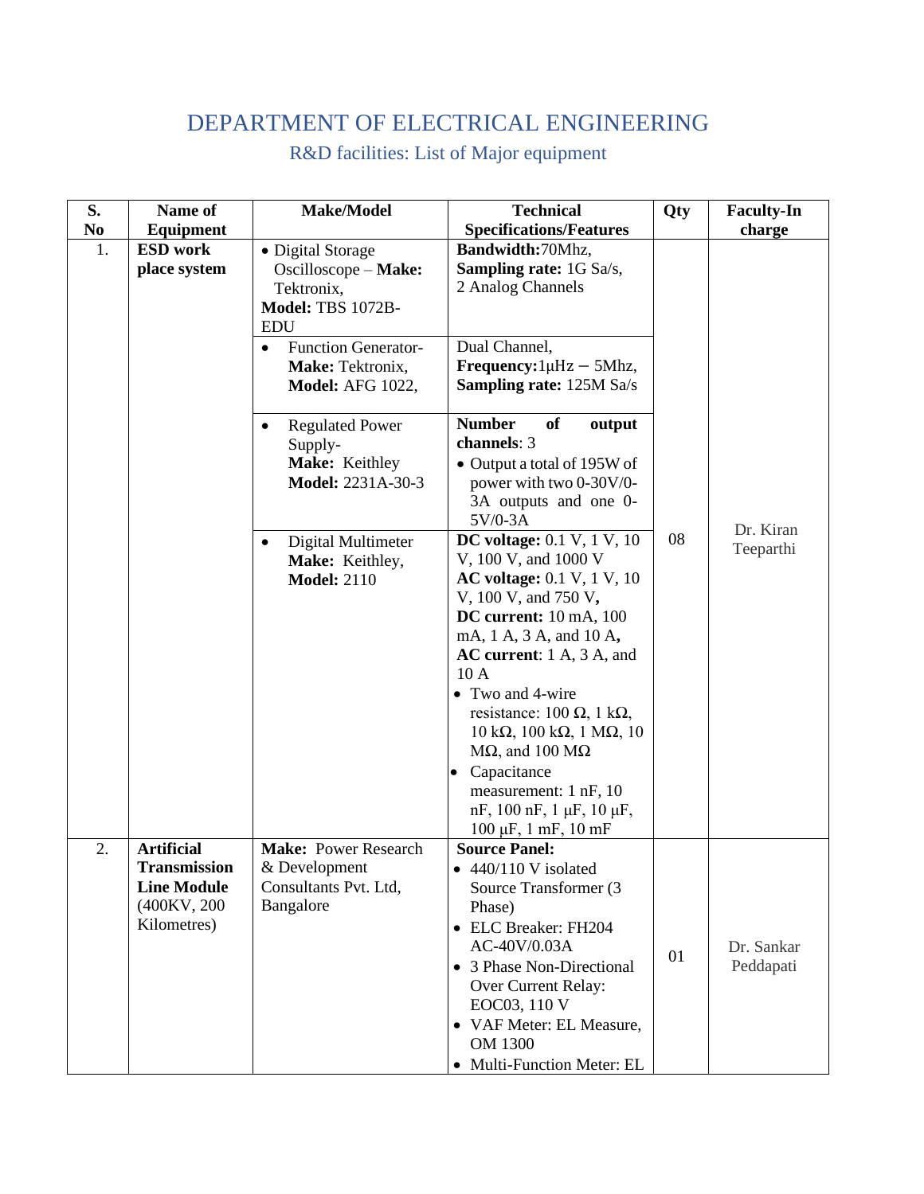# DEPARTMENT OF ELECTRICAL ENGINEERING

## R&D facilities: List of Major equipment

| S. No | Name of Equipment | Make/Model | Technical Specifications/Features | Qty | Faculty-In charge |
|---|---|---|---|---|---|
| 1. | **ESD work place system** | • Digital Storage Oscilloscope – **Make:** Tektronix, **Model:** TBS 1072B-EDU | **Bandwidth:** 70Mhz, **Sampling rate:** 1G Sa/s, 2 Analog Channels | 08 | Dr. Kiran Teeparthi |
| | | • Function Generator- **Make:** Tektronix, **Model:** AFG 1022, | Dual Channel, **Frequency:** 1μHz – 5Mhz, **Sampling rate:** 125M Sa/s | | |
| | | • Regulated Power Supply- **Make:** Keithley **Model:** 2231A-30-3 | **Number of output channels**: 3 • Output a total of 195W of power with two 0-30V/0-3A outputs and one 0-5V/0-3A | | |
| | | • Digital Multimeter **Make:** Keithley, **Model:** 2110 | **DC voltage:** 0.1 V, 1 V, 10 V, 100 V, and 1000 V **AC voltage:** 0.1 V, 1 V, 10 V, 100 V, and 750 V, **DC current:** 10 mA, 100 mA, 1 A, 3 A, and 10 A, **AC current**: 1 A, 3 A, and 10 A • Two and 4-wire resistance: 100 Ω, 1 kΩ, 10 kΩ, 100 kΩ, 1 MΩ, 10 MΩ, and 100 MΩ • Capacitance measurement: 1 nF, 10 nF, 100 nF, 1 μF, 10 μF, 100 μF, 1 mF, 10 mF | | |
| 2. | **Artificial Transmission Line Module** (400KV, 200 Kilometres) | **Make:** Power Research & Development Consultants Pvt. Ltd, Bangalore | **Source Panel:** • 440/110 V isolated Source Transformer (3 Phase) • ELC Breaker: FH204 AC-40V/0.03A • 3 Phase Non-Directional Over Current Relay: EOC03, 110 V • VAF Meter: EL Measure, OM 1300 • Multi-Function Meter: EL | 01 | Dr. Sankar Peddapati |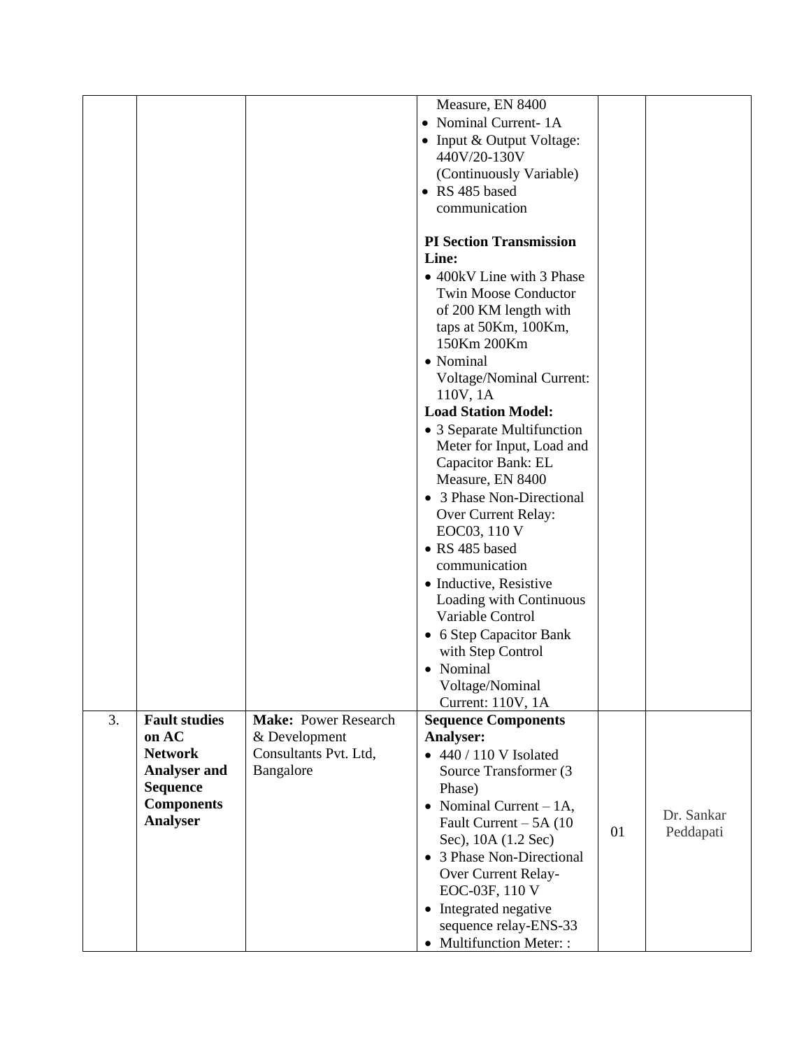| | | | | | |
|---|---|---|---|---|---|
| | | | Measure, EN 8400<br>• Nominal Current- 1A<br>• Input & Output Voltage: 440V/20-130V (Continuously Variable)<br>• RS 485 based communication<br><br>**PI Section Transmission Line:**<br>• 400kV Line with 3 Phase Twin Moose Conductor of 200 KM length with taps at 50Km, 100Km, 150Km 200Km<br>• Nominal Voltage/Nominal Current: 110V, 1A<br>**Load Station Model:**<br>• 3 Separate Multifunction Meter for Input, Load and Capacitor Bank: EL Measure, EN 8400<br>• 3 Phase Non-Directional Over Current Relay: EOC03, 110 V<br>• RS 485 based communication<br>• Inductive, Resistive Loading with Continuous Variable Control<br>• 6 Step Capacitor Bank with Step Control<br>• Nominal Voltage/Nominal Current: 110V, 1A | | |
| 3. | **Fault studies on AC Network Analyser and Sequence Components Analyser** | **Make:** Power Research & Development Consultants Pvt. Ltd, Bangalore | **Sequence Components Analyser:**<br>• 440 / 110 V Isolated Source Transformer (3 Phase)<br>• Nominal Current – 1A, Fault Current – 5A (10 Sec), 10A (1.2 Sec)<br>• 3 Phase Non-Directional Over Current Relay- EOC-03F, 110 V<br>• Integrated negative sequence relay-ENS-33<br>• Multifunction Meter: : | 01 | Dr. Sankar Peddapati |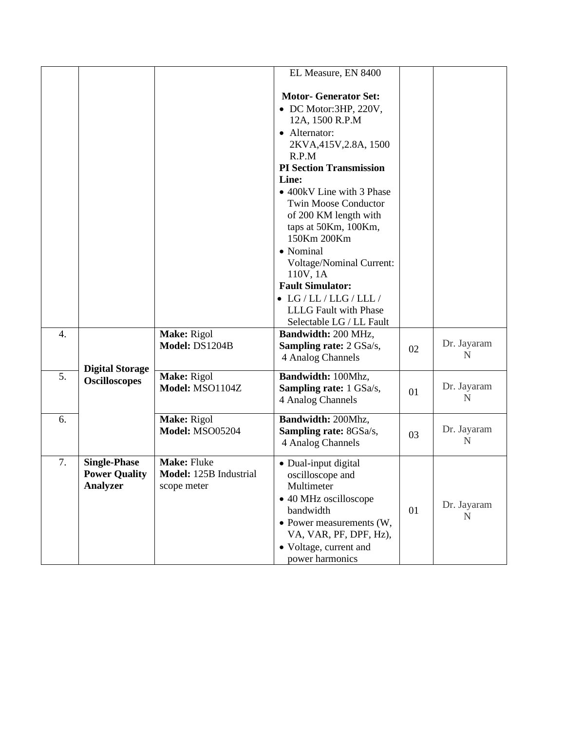|  |  |  | EL Measure, EN 8400<br><br>**Motor- Generator Set:**<br>• DC Motor:3HP, 220V, 12A, 1500 R.P.M<br>• Alternator: 2KVA,415V,2.8A, 1500 R.P.M<br>**PI Section Transmission Line:**<br>• 400kV Line with 3 Phase Twin Moose Conductor of 200 KM length with taps at 50Km, 100Km, 150Km 200Km<br>• Nominal Voltage/Nominal Current: 110V, 1A<br>**Fault Simulator:**<br>• LG / LL / LLG / LLL / LLLG Fault with Phase Selectable LG / LL Fault |  |  |
|---|---|---|---|---|---|
| 4. | **Digital Storage Oscilloscopes** | **Make:** Rigol<br>**Model:** DS1204B | **Bandwidth:** 200 MHz,<br>**Sampling rate:** 2 GSa/s,<br>4 Analog Channels | 02 | Dr. Jayaram N |
| 5. |  | **Make:** Rigol<br>**Model:** MSO1104Z | **Bandwidth:** 100Mhz,<br>**Sampling rate:** 1 GSa/s,<br>4 Analog Channels | 01 | Dr. Jayaram N |
| 6. |  | **Make:** Rigol<br>**Model:** MSO05204 | **Bandwidth:** 200Mhz,<br>**Sampling rate:** 8GSa/s,<br>4 Analog Channels | 03 | Dr. Jayaram N |
| 7. | **Single-Phase Power Quality Analyzer** | **Make:** Fluke<br>**Model:** 125B Industrial scope meter | • Dual-input digital oscilloscope and Multimeter<br>• 40 MHz oscilloscope bandwidth<br>• Power measurements (W, VA, VAR, PF, DPF, Hz),<br>• Voltage, current and power harmonics | 01 | Dr. Jayaram N |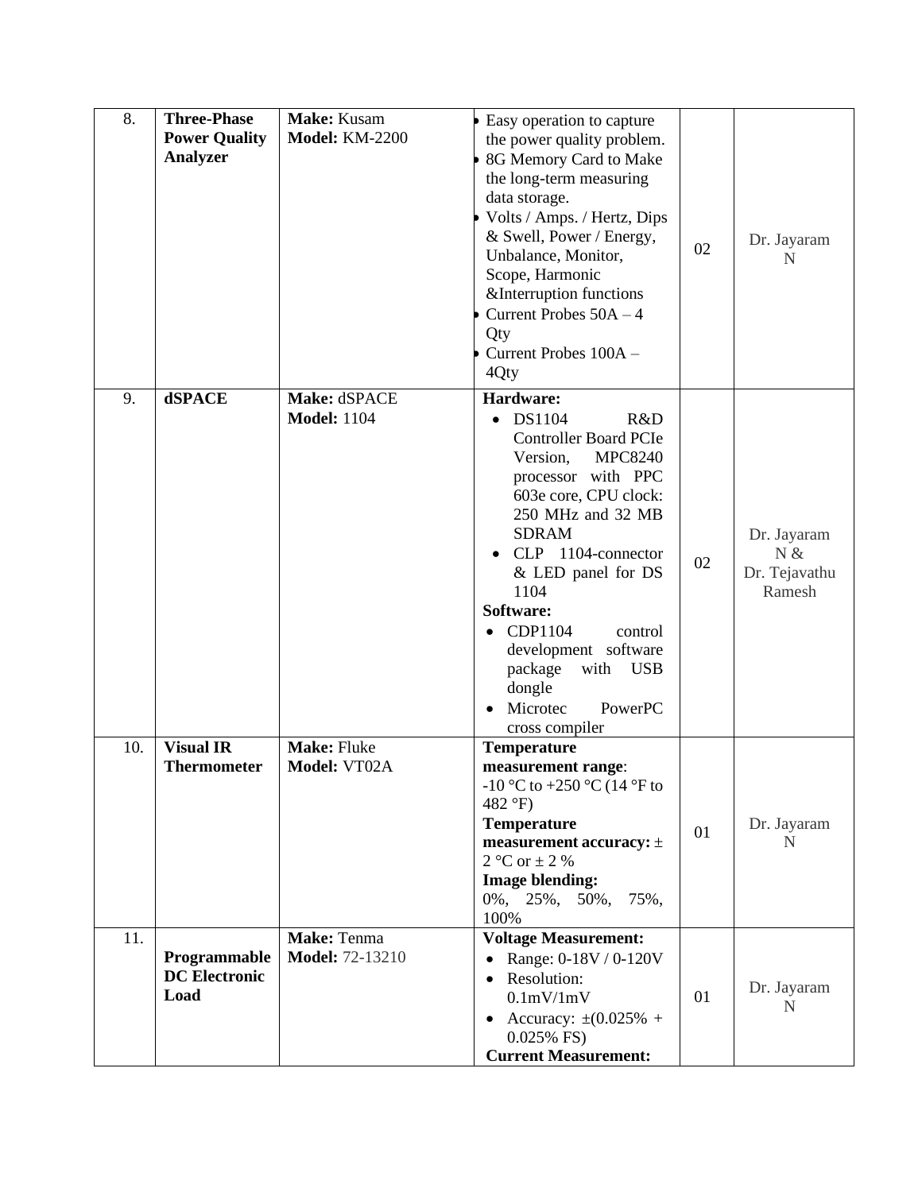| 8. | **Three-Phase Power Quality Analyzer** | **Make:** Kusam<br>**Model:** KM-2200 | • Easy operation to capture the power quality problem.<br>• 8G Memory Card to Make the long-term measuring data storage.<br>• Volts / Amps. / Hertz, Dips & Swell, Power / Energy, Unbalance, Monitor, Scope, Harmonic &Interruption functions<br>• Current Probes 50A – 4 Qty<br>• Current Probes 100A – 4Qty | 02 | Dr. Jayaram N |
|---|---|---|---|---|---|
| 9. | **dSPACE** | **Make:** dSPACE<br>**Model:** 1104 | **Hardware:**<br>• DS1104 R&D Controller Board PCIe Version, MPC8240 processor with PPC 603e core, CPU clock: 250 MHz and 32 MB SDRAM<br>• CLP 1104-connector & LED panel for DS 1104<br>**Software:**<br>• CDP1104 control development software package with USB dongle<br>• Microtec PowerPC cross compiler | 02 | Dr. Jayaram N & Dr. Tejavathu Ramesh |
| 10. | **Visual IR Thermometer** | **Make:** Fluke<br>**Model:** VT02A | **Temperature measurement range**:<br>-10 °C to +250 °C (14 °F to 482 °F)<br>**Temperature measurement accuracy:** ± 2 °C or ± 2 %<br>**Image blending:**<br>0%, 25%, 50%, 75%, 100% | 01 | Dr. Jayaram N |
| 11. | **Programmable DC Electronic Load** | **Make:** Tenma<br>**Model:** 72-13210 | **Voltage Measurement:**<br>• Range: 0-18V / 0-120V<br>• Resolution: 0.1mV/1mV<br>• Accuracy: ±(0.025% + 0.025% FS)<br>**Current Measurement:** | 01 | Dr. Jayaram N |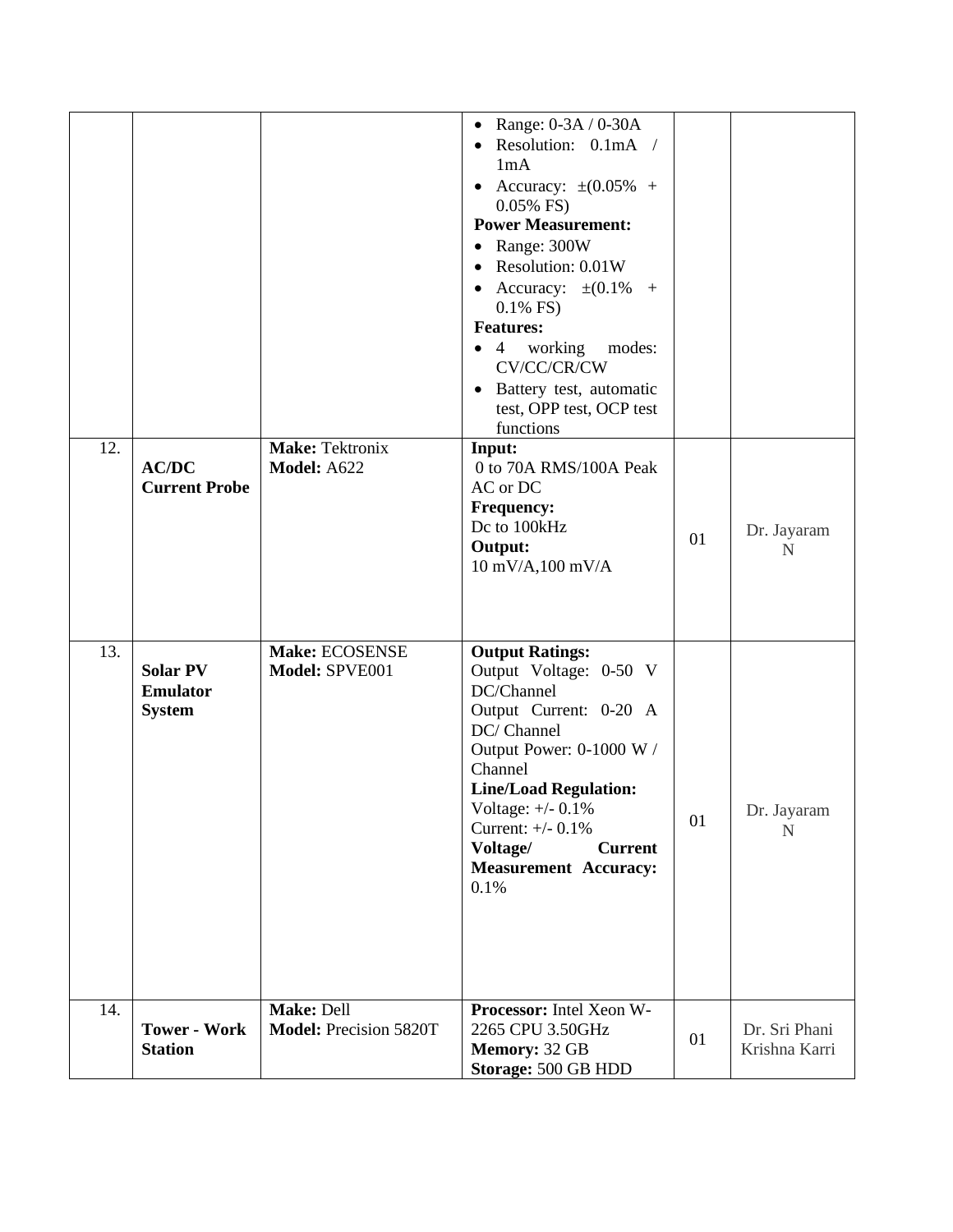| | | | | | |
|---|---|---|---|---|---|
| | | | • Range: 0-3A / 0-30A<br>• Resolution: 0.1mA / 1mA<br>• Accuracy: ±(0.05% + 0.05% FS)<br>**Power Measurement:**<br>• Range: 300W<br>• Resolution: 0.01W<br>• Accuracy: ±(0.1% + 0.1% FS)<br>**Features:**<br>• 4 working modes: CV/CC/CR/CW<br>• Battery test, automatic test, OPP test, OCP test functions | | |
| 12. | **AC/DC Current Probe** | **Make:** Tektronix<br>**Model:** A622 | **Input:**<br>0 to 70A RMS/100A Peak AC or DC<br>**Frequency:**<br>Dc to 100kHz<br>**Output:**<br>10 mV/A,100 mV/A | 01 | Dr. Jayaram N |
| 13. | **Solar PV Emulator System** | **Make:** ECOSENSE<br>**Model:** SPVE001 | **Output Ratings:**<br>Output Voltage: 0-50 V DC/Channel<br>Output Current: 0-20 A DC/ Channel<br>Output Power: 0-1000 W / Channel<br>**Line/Load Regulation:**<br>Voltage: +/- 0.1%<br>Current: +/- 0.1%<br>**Voltage/ Current Measurement Accuracy:**<br>0.1% | 01 | Dr. Jayaram N |
| 14. | **Tower - Work Station** | **Make:** Dell<br>**Model:** Precision 5820T | **Processor:** Intel Xeon W-2265 CPU 3.50GHz<br>**Memory:** 32 GB<br>**Storage:** 500 GB HDD | 01 | Dr. Sri Phani Krishna Karri |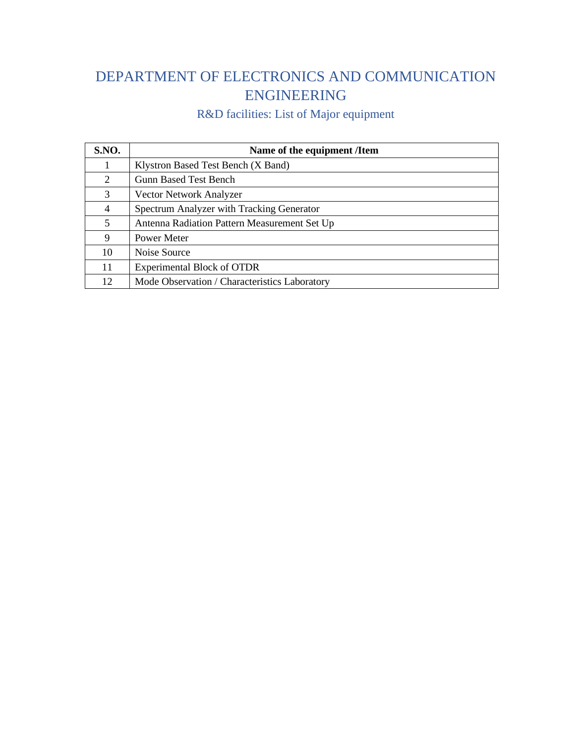# DEPARTMENT OF ELECTRONICS AND COMMUNICATION ENGINEERING

## R&D facilities: List of Major equipment

| S.NO. | Name of the equipment /Item |
|---|---|
| 1 | Klystron Based Test Bench (X Band) |
| 2 | Gunn Based Test Bench |
| 3 | Vector Network Analyzer |
| 4 | Spectrum Analyzer with Tracking Generator |
| 5 | Antenna Radiation Pattern Measurement Set Up |
| 9 | Power Meter |
| 10 | Noise Source |
| 11 | Experimental Block of OTDR |
| 12 | Mode Observation / Characteristics Laboratory |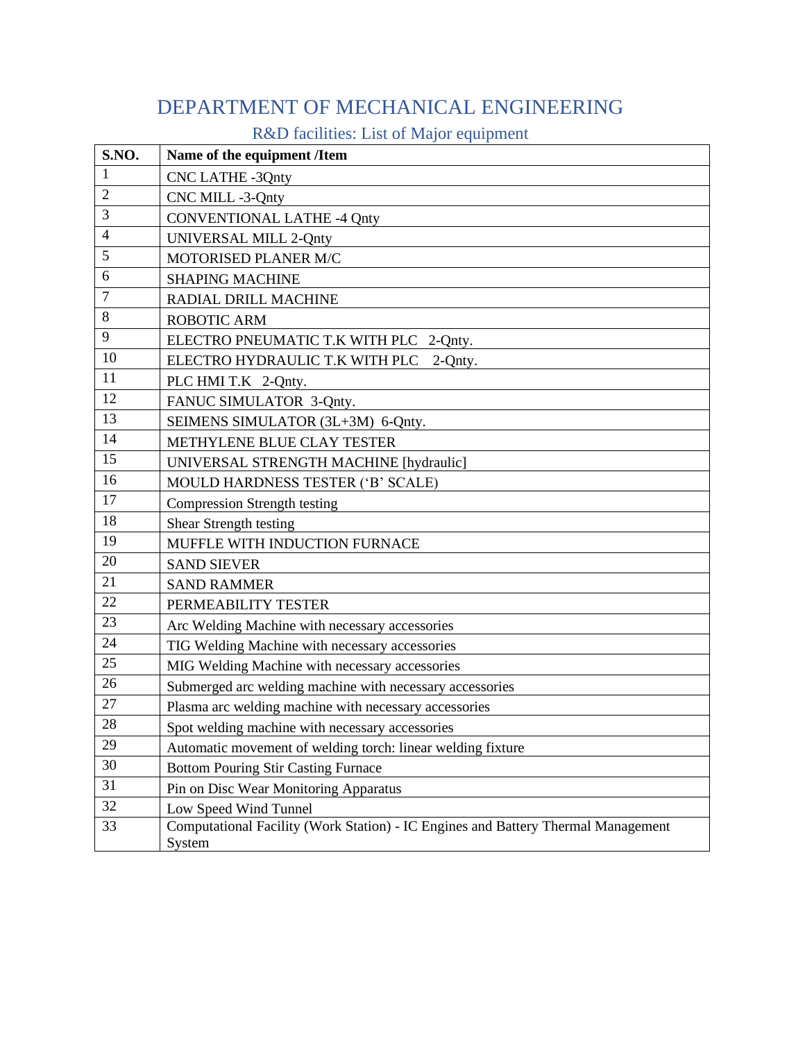# DEPARTMENT OF MECHANICAL ENGINEERING

## R&D facilities: List of Major equipment

| S.NO. | Name of the equipment /Item |
|---|---|
| 1 | CNC LATHE -3Qnty |
| 2 | CNC MILL -3-Qnty |
| 3 | CONVENTIONAL LATHE -4 Qnty |
| 4 | UNIVERSAL MILL 2-Qnty |
| 5 | MOTORISED PLANER M/C |
| 6 | SHAPING MACHINE |
| 7 | RADIAL DRILL MACHINE |
| 8 | ROBOTIC ARM |
| 9 | ELECTRO PNEUMATIC T.K WITH PLC 2-Qnty. |
| 10 | ELECTRO HYDRAULIC T.K WITH PLC 2-Qnty. |
| 11 | PLC HMI T.K 2-Qnty. |
| 12 | FANUC SIMULATOR 3-Qnty. |
| 13 | SEIMENS SIMULATOR (3L+3M) 6-Qnty. |
| 14 | METHYLENE BLUE CLAY TESTER |
| 15 | UNIVERSAL STRENGTH MACHINE [hydraulic] |
| 16 | MOULD HARDNESS TESTER ('B' SCALE) |
| 17 | Compression Strength testing |
| 18 | Shear Strength testing |
| 19 | MUFFLE WITH INDUCTION FURNACE |
| 20 | SAND SIEVER |
| 21 | SAND RAMMER |
| 22 | PERMEABILITY TESTER |
| 23 | Arc Welding Machine with necessary accessories |
| 24 | TIG Welding Machine with necessary accessories |
| 25 | MIG Welding Machine with necessary accessories |
| 26 | Submerged arc welding machine with necessary accessories |
| 27 | Plasma arc welding machine with necessary accessories |
| 28 | Spot welding machine with necessary accessories |
| 29 | Automatic movement of welding torch: linear welding fixture |
| 30 | Bottom Pouring Stir Casting Furnace |
| 31 | Pin on Disc Wear Monitoring Apparatus |
| 32 | Low Speed Wind Tunnel |
| 33 | Computational Facility (Work Station) - IC Engines and Battery Thermal Management System |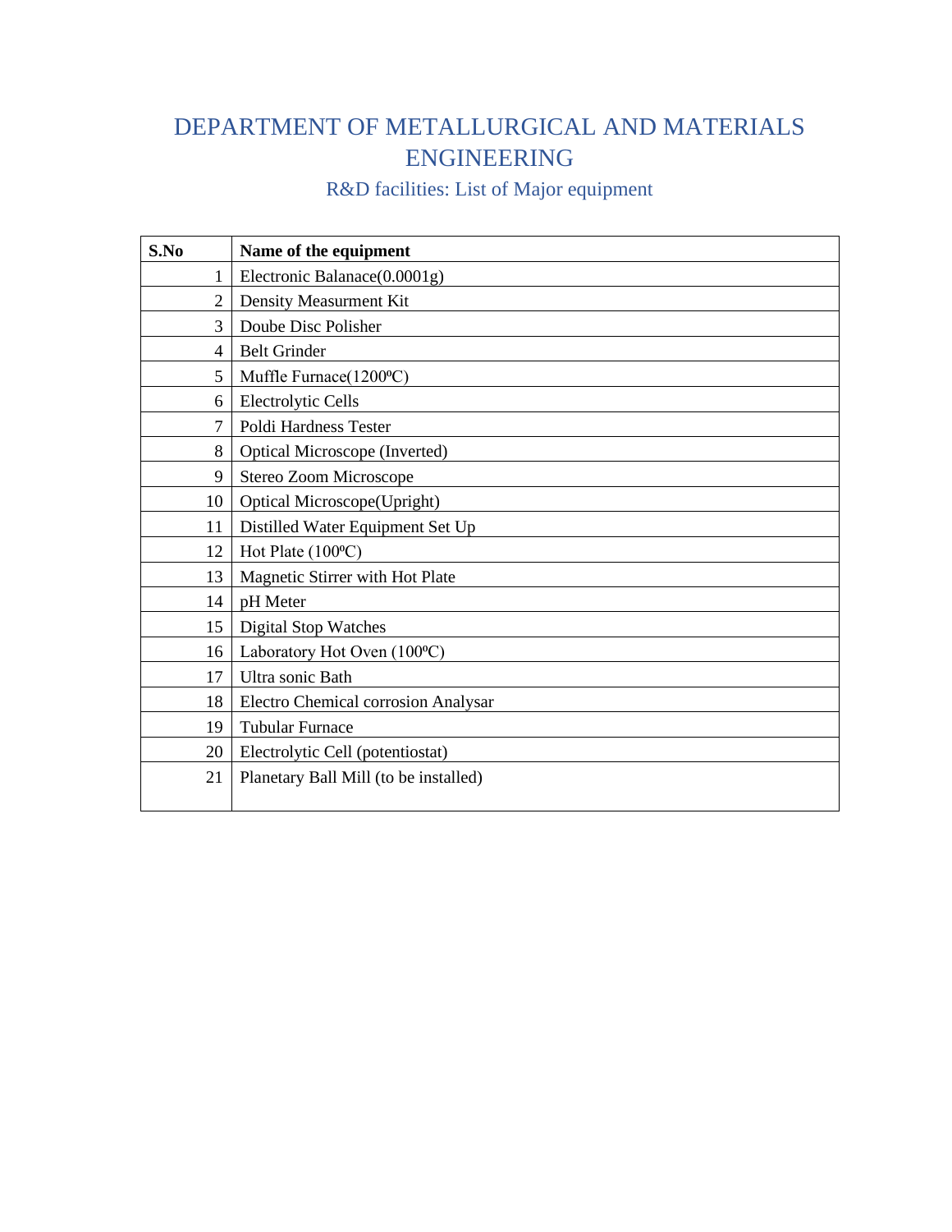# DEPARTMENT OF METALLURGICAL AND MATERIALS ENGINEERING

## R&D facilities: List of Major equipment

| S.No | Name of the equipment |
|---|---|
| 1 | Electronic Balanace(0.0001g) |
| 2 | Density Measurment Kit |
| 3 | Doube Disc Polisher |
| 4 | Belt Grinder |
| 5 | Muffle Furnace(1200ºC) |
| 6 | Electrolytic Cells |
| 7 | Poldi Hardness Tester |
| 8 | Optical Microscope (Inverted) |
| 9 | Stereo Zoom Microscope |
| 10 | Optical Microscope(Upright) |
| 11 | Distilled Water Equipment Set Up |
| 12 | Hot Plate (100ºC) |
| 13 | Magnetic Stirrer with Hot Plate |
| 14 | pH Meter |
| 15 | Digital Stop Watches |
| 16 | Laboratory Hot Oven (100ºC) |
| 17 | Ultra sonic Bath |
| 18 | Electro Chemical corrosion Analysar |
| 19 | Tubular Furnace |
| 20 | Electrolytic Cell (potentiostat) |
| 21 | Planetary Ball Mill (to be installed) |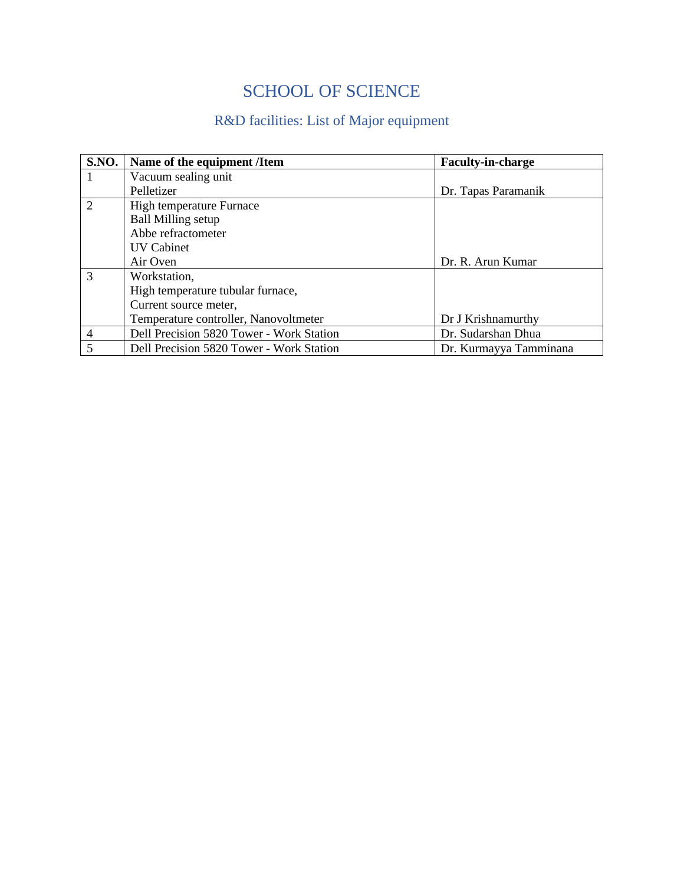# SCHOOL OF SCIENCE

## R&D facilities: List of Major equipment

| S.NO. | Name of the equipment /Item | Faculty-in-charge |
|---|---|---|
| 1 | Vacuum sealing unit<br>Pelletizer | Dr. Tapas Paramanik |
| 2 | High temperature Furnace<br>Ball Milling setup<br>Abbe refractometer<br>UV Cabinet<br>Air Oven | Dr. R. Arun Kumar |
| 3 | Workstation,<br>High temperature tubular furnace,<br>Current source meter,<br>Temperature controller, Nanovoltmeter | Dr J Krishnamurthy |
| 4 | Dell Precision 5820 Tower - Work Station | Dr. Sudarshan Dhua |
| 5 | Dell Precision 5820 Tower - Work Station | Dr. Kurmayya Tamminana |